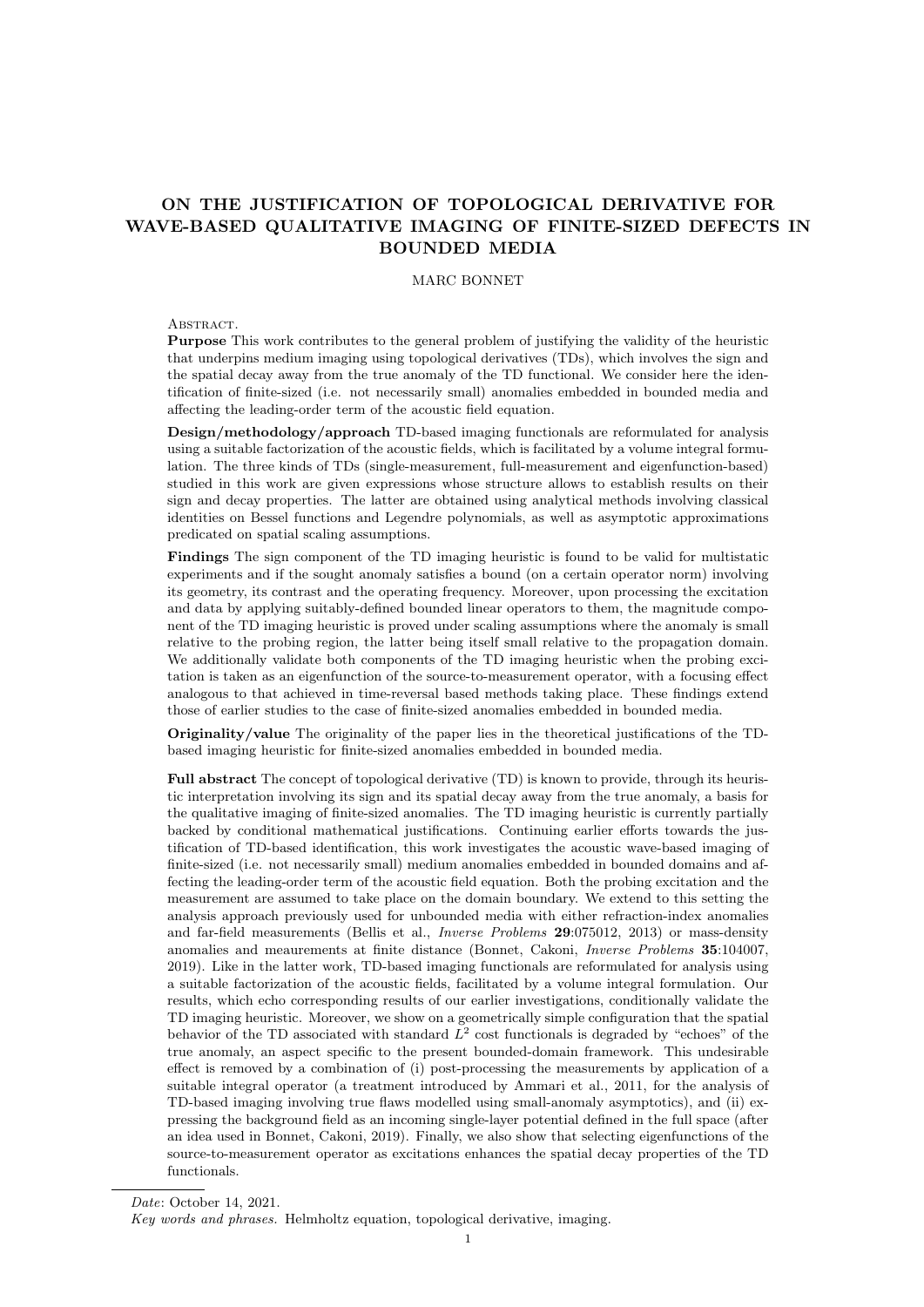# ON THE JUSTIFICATION OF TOPOLOGICAL DERIVATIVE FOR WAVE-BASED QUALITATIVE IMAGING OF FINITE-SIZED DEFECTS IN BOUNDED MEDIA

MARC BONNET

Abstract.

**Purpose** This work contributes to the general problem of justifying the validity of the heuristic that underpins medium imaging using topological derivatives (TDs), which involves the sign and the spatial decay away from the true anomaly of the TD functional. We consider here the identification of finite-sized (i.e. not necessarily small) anomalies embedded in bounded media and affecting the leading-order term of the acoustic field equation.

**Design/methodology/approach** TD-based imaging functionals are reformulated for analysis using a suitable factorization of the acoustic fields, which is facilitated by a volume integral formulation. The three kinds of TDs (single-measurement, full-measurement and eigenfunction-based) studied in this work are given expressions whose structure allows to establish results on their sign and decay properties. The latter are obtained using analytical methods involving classical identities on Bessel functions and Legendre polynomials, as well as asymptotic approximations predicated on spatial scaling assumptions.

**Findings** The sign component of the TD imaging heuristic is found to be valid for multistatic experiments and if the sought anomaly satisfies a bound (on a certain operator norm) involving its geometry, its contrast and the operating frequency. Moreover, upon processing the excitation and data by applying suitably-defined bounded linear operators to them, the magnitude component of the TD imaging heuristic is proved under scaling assumptions where the anomaly is small relative to the probing region, the latter being itself small relative to the propagation domain. We additionally validate both components of the TD imaging heuristic when the probing excitation is taken as an eigenfunction of the source-to-measurement operator, with a focusing effect analogous to that achieved in time-reversal based methods taking place. These findings extend those of earlier studies to the case of finite-sized anomalies embedded in bounded media.

**Originality/value** The originality of the paper lies in the theoretical justifications of the TD-based imaging heuristic for finite-sized anomalies embedded in bounded media.

**Full abstract** The concept of topological derivative (TD) is known to provide, through its heuristic interpretation involving its sign and its spatial decay away from the true anomaly, a basis for the qualitative imaging of finite-sized anomalies. The TD imaging heuristic is currently partially backed by conditional mathematical justifications. Continuing earlier efforts towards the justification of TD-based identification, this work investigates the acoustic wave-based imaging of finite-sized (i.e. not necessarily small) medium anomalies embedded in bounded domains and affecting the leading-order term of the acoustic field equation. Both the probing excitation and the measurement are assumed to take place on the domain boundary. We extend to this setting the analysis approach previously used for unbounded media with either refraction-index anomalies and far-field measurements (Bellis et al., *Inverse Problems* **29**:075012, 2013) or mass-density anomalies and meaurements at finite distance (Bonnet, Cakoni, *Inverse Problems* **35**:104007, 2019). Like in the latter work, TD-based imaging functionals are reformulated for analysis using a suitable factorization of the acoustic fields, facilitated by a volume integral formulation. Our results, which echo corresponding results of our earlier investigations, conditionally validate the TD imaging heuristic. Moreover, we show on a geometrically simple configuration that the spatial behavior of the TD associated with standard $L^2$ cost functionals is degraded by "echoes" of the true anomaly, an aspect specific to the present bounded-domain framework. This undesirable effect is removed by a combination of (i) post-processing the measurements by application of a suitable integral operator (a treatment introduced by Ammari et al., 2011, for the analysis of TD-based imaging involving true flaws modelled using small-anomaly asymptotics), and (ii) expressing the background field as an incoming single-layer potential defined in the full space (after an idea used in Bonnet, Cakoni, 2019). Finally, we also show that selecting eigenfunctions of the source-to-measurement operator as excitations enhances the spatial decay properties of the TD functionals.

---

*Date*: October 14, 2021.

*Key words and phrases.* Helmholtz equation, topological derivative, imaging.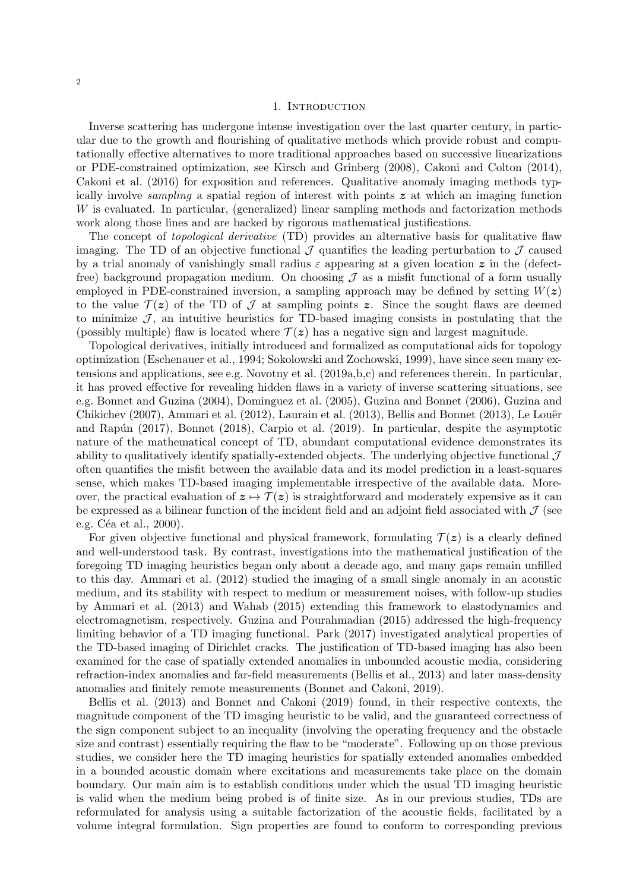## 1. Introduction

Inverse scattering has undergone intense investigation over the last quarter century, in particular due to the growth and flourishing of qualitative methods which provide robust and computationally effective alternatives to more traditional approaches based on successive linearizations or PDE-constrained optimization, see Kirsch and Grinberg (2008), Cakoni and Colton (2014), Cakoni et al. (2016) for exposition and references. Qualitative anomaly imaging methods typically involve *sampling* a spatial region of interest with points $\boldsymbol{z}$ at which an imaging function $W$ is evaluated. In particular, (generalized) linear sampling methods and factorization methods work along those lines and are backed by rigorous mathematical justifications.

The concept of *topological derivative* (TD) provides an alternative basis for qualitative flaw imaging. The TD of an objective functional $\mathcal{J}$ quantifies the leading perturbation to $\mathcal{J}$ caused by a trial anomaly of vanishingly small radius $\varepsilon$ appearing at a given location $\boldsymbol{z}$ in the (defect-free) background propagation medium. On choosing $\mathcal{J}$ as a misfit functional of a form usually employed in PDE-constrained inversion, a sampling approach may be defined by setting $W(\boldsymbol{z})$ to the value $\mathcal{T}(\boldsymbol{z})$ of the TD of $\mathcal{J}$ at sampling points $\boldsymbol{z}$. Since the sought flaws are deemed to minimize $\mathcal{J}$, an intuitive heuristics for TD-based imaging consists in postulating that the (possibly multiple) flaw is located where $\mathcal{T}(\boldsymbol{z})$ has a negative sign and largest magnitude.

Topological derivatives, initially introduced and formalized as computational aids for topology optimization (Eschenauer et al., 1994; Sokolowski and Zochowski, 1999), have since seen many extensions and applications, see e.g. Novotny et al. (2019a,b,c) and references therein. In particular, it has proved effective for revealing hidden flaws in a variety of inverse scattering situations, see e.g. Bonnet and Guzina (2004), Dominguez et al. (2005), Guzina and Bonnet (2006), Guzina and Chikichev (2007), Ammari et al. (2012), Laurain et al. (2013), Bellis and Bonnet (2013), Le Louër and Rapún (2017), Bonnet (2018), Carpio et al. (2019). In particular, despite the asymptotic nature of the mathematical concept of TD, abundant computational evidence demonstrates its ability to qualitatively identify spatially-extended objects. The underlying objective functional $\mathcal{J}$ often quantifies the misfit between the available data and its model prediction in a least-squares sense, which makes TD-based imaging implementable irrespective of the available data. Moreover, the practical evaluation of $\boldsymbol{z} \mapsto \mathcal{T}(\boldsymbol{z})$ is straightforward and moderately expensive as it can be expressed as a bilinear function of the incident field and an adjoint field associated with $\mathcal{J}$ (see e.g. Céa et al., 2000).

For given objective functional and physical framework, formulating $\mathcal{T}(\boldsymbol{z})$ is a clearly defined and well-understood task. By contrast, investigations into the mathematical justification of the foregoing TD imaging heuristics began only about a decade ago, and many gaps remain unfilled to this day. Ammari et al. (2012) studied the imaging of a small single anomaly in an acoustic medium, and its stability with respect to medium or measurement noises, with follow-up studies by Ammari et al. (2013) and Wahab (2015) extending this framework to elastodynamics and electromagnetism, respectively. Guzina and Pourahmadian (2015) addressed the high-frequency limiting behavior of a TD imaging functional. Park (2017) investigated analytical properties of the TD-based imaging of Dirichlet cracks. The justification of TD-based imaging has also been examined for the case of spatially extended anomalies in unbounded acoustic media, considering refraction-index anomalies and far-field measurements (Bellis et al., 2013) and later mass-density anomalies and finitely remote measurements (Bonnet and Cakoni, 2019).

Bellis et al. (2013) and Bonnet and Cakoni (2019) found, in their respective contexts, the magnitude component of the TD imaging heuristic to be valid, and the guaranteed correctness of the sign component subject to an inequality (involving the operating frequency and the obstacle size and contrast) essentially requiring the flaw to be "moderate". Following up on those previous studies, we consider here the TD imaging heuristics for spatially extended anomalies embedded in a bounded acoustic domain where excitations and measurements take place on the domain boundary. Our main aim is to establish conditions under which the usual TD imaging heuristic is valid when the medium being probed is of finite size. As in our previous studies, TDs are reformulated for analysis using a suitable factorization of the acoustic fields, facilitated by a volume integral formulation. Sign properties are found to conform to corresponding previous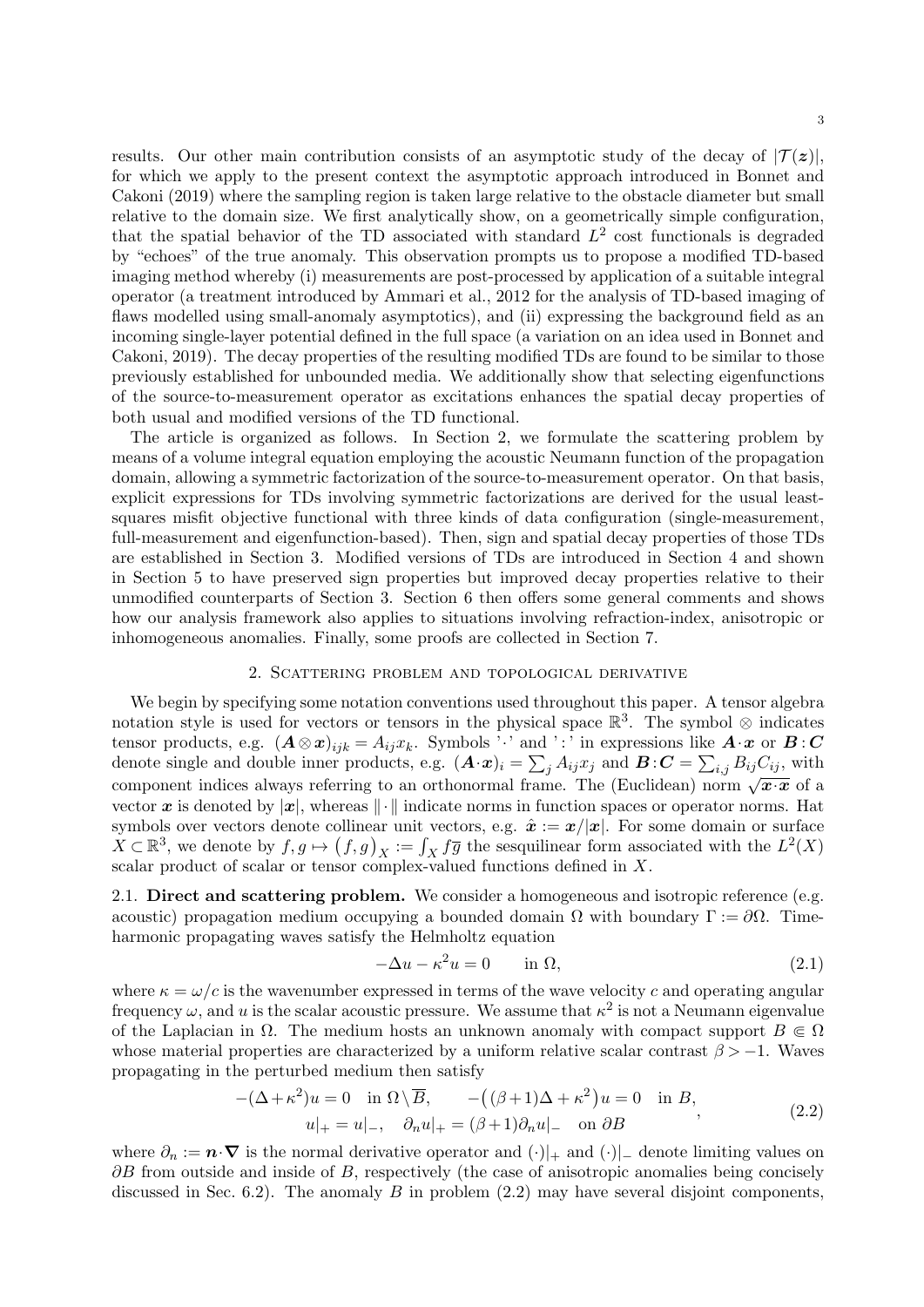results. Our other main contribution consists of an asymptotic study of the decay of $|\mathcal{T}(\boldsymbol{z})|$, for which we apply to the present context the asymptotic approach introduced in Bonnet and Cakoni (2019) where the sampling region is taken large relative to the obstacle diameter but small relative to the domain size. We first analytically show, on a geometrically simple configuration, that the spatial behavior of the TD associated with standard $L^2$ cost functionals is degraded by "echoes" of the true anomaly. This observation prompts us to propose a modified TD-based imaging method whereby (i) measurements are post-processed by application of a suitable integral operator (a treatment introduced by Ammari et al., 2012 for the analysis of TD-based imaging of flaws modelled using small-anomaly asymptotics), and (ii) expressing the background field as an incoming single-layer potential defined in the full space (a variation on an idea used in Bonnet and Cakoni, 2019). The decay properties of the resulting modified TDs are found to be similar to those previously established for unbounded media. We additionally show that selecting eigenfunctions of the source-to-measurement operator as excitations enhances the spatial decay properties of both usual and modified versions of the TD functional.

The article is organized as follows. In Section 2, we formulate the scattering problem by means of a volume integral equation employing the acoustic Neumann function of the propagation domain, allowing a symmetric factorization of the source-to-measurement operator. On that basis, explicit expressions for TDs involving symmetric factorizations are derived for the usual least-squares misfit objective functional with three kinds of data configuration (single-measurement, full-measurement and eigenfunction-based). Then, sign and spatial decay properties of those TDs are established in Section 3. Modified versions of TDs are introduced in Section 4 and shown in Section 5 to have preserved sign properties but improved decay properties relative to their unmodified counterparts of Section 3. Section 6 then offers some general comments and shows how our analysis framework also applies to situations involving refraction-index, anisotropic or inhomogeneous anomalies. Finally, some proofs are collected in Section 7.

## 2. Scattering problem and topological derivative

We begin by specifying some notation conventions used throughout this paper. A tensor algebra notation style is used for vectors or tensors in the physical space $\mathbb{R}^3$. The symbol $\otimes$ indicates tensor products, e.g. $(\boldsymbol{A}\otimes\boldsymbol{x})_{ijk} = A_{ij}x_k$. Symbols '$\cdot$' and '$:$' in expressions like $\boldsymbol{A}\cdot\boldsymbol{x}$ or $\boldsymbol{B}:\boldsymbol{C}$ denote single and double inner products, e.g. $(\boldsymbol{A}\cdot\boldsymbol{x})_i = \sum_j A_{ij}x_j$ and $\boldsymbol{B}:\boldsymbol{C} = \sum_{i,j} B_{ij}C_{ij}$, with component indices always referring to an orthonormal frame. The (Euclidean) norm $\sqrt{\boldsymbol{x}\cdot\boldsymbol{x}}$ of a vector $\boldsymbol{x}$ is denoted by $|\boldsymbol{x}|$, whereas $\|\cdot\|$ indicate norms in function spaces or operator norms. Hat symbols over vectors denote collinear unit vectors, e.g. $\hat{\boldsymbol{x}} := \boldsymbol{x}/|\boldsymbol{x}|$. For some domain or surface $X \subset \mathbb{R}^3$, we denote by $f, g \mapsto \big(f, g\big)_X := \int_X f\overline{g}$ the sesquilinear form associated with the $L^2(X)$ scalar product of scalar or tensor complex-valued functions defined in $X$.

**2.1. Direct and scattering problem.** We consider a homogeneous and isotropic reference (e.g. acoustic) propagation medium occupying a bounded domain $\Omega$ with boundary $\Gamma := \partial\Omega$. Time-harmonic propagating waves satisfy the Helmholtz equation

$$
-\Delta u - \kappa^2 u = 0 \qquad \text{in } \Omega, \tag{2.1}
$$

where $\kappa = \omega/c$ is the wavenumber expressed in terms of the wave velocity $c$ and operating angular frequency $\omega$, and $u$ is the scalar acoustic pressure. We assume that $\kappa^2$ is not a Neumann eigenvalue of the Laplacian in $\Omega$. The medium hosts an unknown anomaly with compact support $B \Subset \Omega$ whose material properties are characterized by a uniform relative scalar contrast $\beta > -1$. Waves propagating in the perturbed medium then satisfy

$$
\begin{aligned}
-(\Delta + \kappa^2)u = 0 \quad \text{in } \Omega\setminus\overline{B}, \qquad -\big((\beta+1)\Delta + \kappa^2\big)u = 0 \quad \text{in } B,\\
u|_+ = u|_-, \quad \partial_n u|_+ = (\beta+1)\partial_n u|_- \quad \text{on } \partial B
\end{aligned}, \tag{2.2}
$$

where $\partial_n := \boldsymbol{n}\cdot\boldsymbol{\nabla}$ is the normal derivative operator and $(\cdot)|_+$ and $(\cdot)|_-$ denote limiting values on $\partial B$ from outside and inside of $B$, respectively (the case of anisotropic anomalies being concisely discussed in Sec. 6.2). The anomaly $B$ in problem (2.2) may have several disjoint components,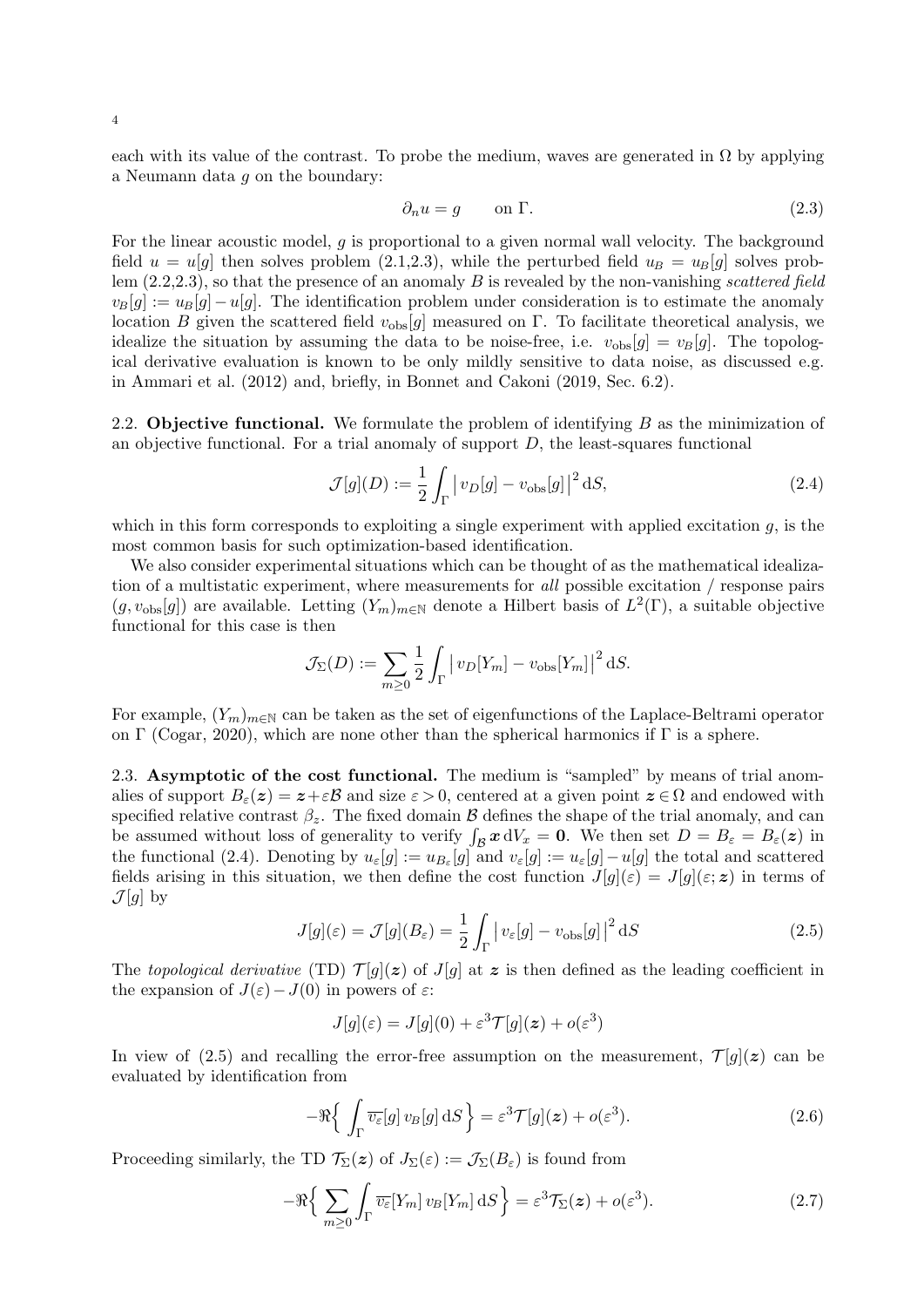each with its value of the contrast. To probe the medium, waves are generated in $\Omega$ by applying a Neumann data $g$ on the boundary:

$$\partial_n u = g \qquad \text{on } \Gamma. \tag{2.3}$$

For the linear acoustic model, $g$ is proportional to a given normal wall velocity. The background field $u = u[g]$ then solves problem (2.1,2.3), while the perturbed field $u_B = u_B[g]$ solves problem (2.2,2.3), so that the presence of an anomaly $B$ is revealed by the non-vanishing *scattered field* $v_B[g] := u_B[g] - u[g]$. The identification problem under consideration is to estimate the anomaly location $B$ given the scattered field $v_{\text{obs}}[g]$ measured on $\Gamma$. To facilitate theoretical analysis, we idealize the situation by assuming the data to be noise-free, i.e. $v_{\text{obs}}[g] = v_B[g]$. The topological derivative evaluation is known to be only mildly sensitive to data noise, as discussed e.g. in Ammari et al. (2012) and, briefly, in Bonnet and Cakoni (2019, Sec. 6.2).

## 2.2. Objective functional.

We formulate the problem of identifying $B$ as the minimization of an objective functional. For a trial anomaly of support $D$, the least-squares functional

$$\mathcal{J}[g](D) := \frac{1}{2} \int_\Gamma \big| \, v_D[g] - v_{\text{obs}}[g] \big|^2 \, \mathrm{d}S, \tag{2.4}$$

which in this form corresponds to exploiting a single experiment with applied excitation $g$, is the most common basis for such optimization-based identification.

We also consider experimental situations which can be thought of as the mathematical idealization of a multistatic experiment, where measurements for *all* possible excitation / response pairs $(g, v_{\text{obs}}[g])$ are available. Letting $(Y_m)_{m\in\mathbb{N}}$ denote a Hilbert basis of $L^2(\Gamma)$, a suitable objective functional for this case is then

$$\mathcal{J}_\Sigma(D) := \sum_{m\geq 0} \frac{1}{2} \int_\Gamma \big| \, v_D[Y_m] - v_{\text{obs}}[Y_m] \big|^2 \, \mathrm{d}S.$$

For example, $(Y_m)_{m\in\mathbb{N}}$ can be taken as the set of eigenfunctions of the Laplace-Beltrami operator on $\Gamma$ (Cogar, 2020), which are none other than the spherical harmonics if $\Gamma$ is a sphere.

## 2.3. Asymptotic of the cost functional.

The medium is "sampled" by means of trial anomalies of support $B_\varepsilon(\boldsymbol{z}) = \boldsymbol{z} + \varepsilon\mathcal{B}$ and size $\varepsilon > 0$, centered at a given point $\boldsymbol{z} \in \Omega$ and endowed with specified relative contrast $\beta_z$. The fixed domain $\mathcal{B}$ defines the shape of the trial anomaly, and can be assumed without loss of generality to verify $\int_\mathcal{B} \boldsymbol{x} \, \mathrm{d}V_x = \boldsymbol{0}$. We then set $D = B_\varepsilon = B_\varepsilon(\boldsymbol{z})$ in the functional (2.4). Denoting by $u_\varepsilon[g] := u_{B_\varepsilon}[g]$ and $v_\varepsilon[g] := u_\varepsilon[g] - u[g]$ the total and scattered fields arising in this situation, we then define the cost function $J[g](\varepsilon) = J[g](\varepsilon; \boldsymbol{z})$ in terms of $\mathcal{J}[g]$ by

$$J[g](\varepsilon) = \mathcal{J}[g](B_\varepsilon) = \frac{1}{2} \int_\Gamma \big| \, v_\varepsilon[g] - v_{\text{obs}}[g] \big|^2 \, \mathrm{d}S \tag{2.5}$$

The *topological derivative* (TD) $\mathcal{T}[g](\boldsymbol{z})$ of $J[g]$ at $\boldsymbol{z}$ is then defined as the leading coefficient in the expansion of $J(\varepsilon) - J(0)$ in powers of $\varepsilon$:

$$J[g](\varepsilon) = J[g](0) + \varepsilon^3 \mathcal{T}[g](\boldsymbol{z}) + o(\varepsilon^3)$$

In view of (2.5) and recalling the error-free assumption on the measurement, $\mathcal{T}[g](\boldsymbol{z})$ can be evaluated by identification from

$$-\Re\Big\{ \int_\Gamma \overline{v_\varepsilon}[g] \, v_B[g] \, \mathrm{d}S \Big\} = \varepsilon^3 \mathcal{T}[g](\boldsymbol{z}) + o(\varepsilon^3). \tag{2.6}$$

Proceeding similarly, the TD $\mathcal{T}_\Sigma(\boldsymbol{z})$ of $J_\Sigma(\varepsilon) := \mathcal{J}_\Sigma(B_\varepsilon)$ is found from

$$-\Re\Big\{ \sum_{m\geq 0} \int_\Gamma \overline{v_\varepsilon}[Y_m] \, v_B[Y_m] \, \mathrm{d}S \Big\} = \varepsilon^3 \mathcal{T}_\Sigma(\boldsymbol{z}) + o(\varepsilon^3). \tag{2.7}$$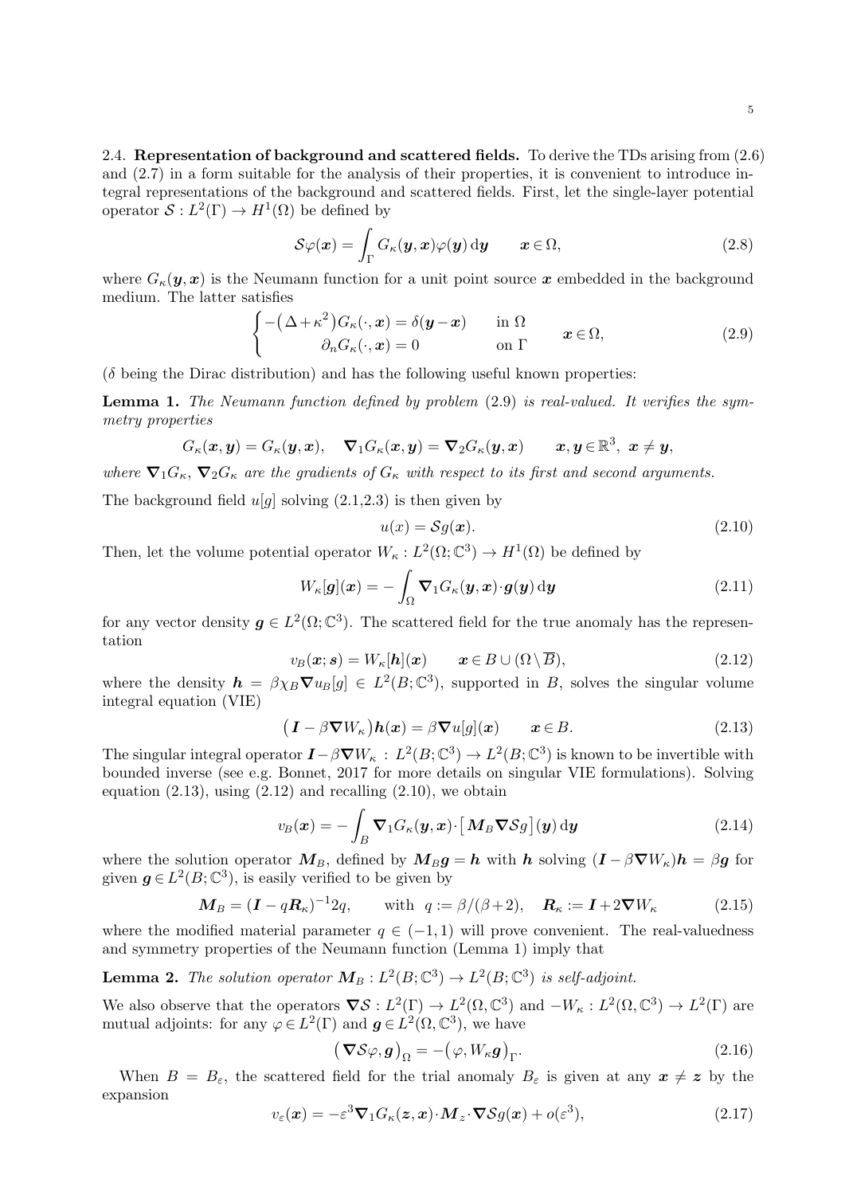2.4. **Representation of background and scattered fields.** To derive the TDs arising from (2.6) and (2.7) in a form suitable for the analysis of their properties, it is convenient to introduce integral representations of the background and scattered fields. First, let the single-layer potential operator $\mathcal{S} : L^2(\Gamma) \to H^1(\Omega)$ be defined by

$$\mathcal{S}\varphi(\boldsymbol{x}) = \int_\Gamma G_\kappa(\boldsymbol{y},\boldsymbol{x})\varphi(\boldsymbol{y})\,\mathrm{d}\boldsymbol{y} \qquad \boldsymbol{x}\in\Omega, \tag{2.8}$$

where $G_\kappa(\boldsymbol{y},\boldsymbol{x})$ is the Neumann function for a unit point source $\boldsymbol{x}$ embedded in the background medium. The latter satisfies

$$\begin{cases} -\big(\Delta+\kappa^2\big)G_\kappa(\cdot,\boldsymbol{x}) = \delta(\boldsymbol{y}-\boldsymbol{x}) & \text{in } \Omega \\ \partial_n G_\kappa(\cdot,\boldsymbol{x}) = 0 & \text{on } \Gamma \end{cases} \qquad \boldsymbol{x}\in\Omega, \tag{2.9}$$

($\delta$ being the Dirac distribution) and has the following useful known properties:

**Lemma 1.** *The Neumann function defined by problem* (2.9) *is real-valued. It verifies the symmetry properties*

$$G_\kappa(\boldsymbol{x},\boldsymbol{y}) = G_\kappa(\boldsymbol{y},\boldsymbol{x}), \quad \boldsymbol{\nabla}_1 G_\kappa(\boldsymbol{x},\boldsymbol{y}) = \boldsymbol{\nabla}_2 G_\kappa(\boldsymbol{y},\boldsymbol{x}) \qquad \boldsymbol{x},\boldsymbol{y}\in\mathbb{R}^3,\ \boldsymbol{x}\neq\boldsymbol{y},$$

*where $\boldsymbol{\nabla}_1 G_\kappa$, $\boldsymbol{\nabla}_2 G_\kappa$ are the gradients of $G_\kappa$ with respect to its first and second arguments.*

The background field $u[g]$ solving (2.1,2.3) is then given by

$$u(x) = \mathcal{S}g(\boldsymbol{x}). \tag{2.10}$$

Then, let the volume potential operator $W_\kappa : L^2(\Omega;\mathbb{C}^3) \to H^1(\Omega)$ be defined by

$$W_\kappa[\boldsymbol{g}](\boldsymbol{x}) = -\int_\Omega \boldsymbol{\nabla}_1 G_\kappa(\boldsymbol{y},\boldsymbol{x})\cdot\boldsymbol{g}(\boldsymbol{y})\,\mathrm{d}\boldsymbol{y} \tag{2.11}$$

for any vector density $\boldsymbol{g}\in L^2(\Omega;\mathbb{C}^3)$. The scattered field for the true anomaly has the representation

$$v_B(\boldsymbol{x};\boldsymbol{s}) = W_\kappa[\boldsymbol{h}](\boldsymbol{x}) \qquad \boldsymbol{x}\in B\cup(\Omega\setminus\overline{B}), \tag{2.12}$$

where the density $\boldsymbol{h} = \beta\chi_B\boldsymbol{\nabla}u_B[g] \in L^2(B;\mathbb{C}^3)$, supported in $B$, solves the singular volume integral equation (VIE)

$$\big(\boldsymbol{I} - \beta\boldsymbol{\nabla}W_\kappa\big)\boldsymbol{h}(\boldsymbol{x}) = \beta\boldsymbol{\nabla}u[g](\boldsymbol{x}) \qquad \boldsymbol{x}\in B. \tag{2.13}$$

The singular integral operator $\boldsymbol{I}-\beta\boldsymbol{\nabla}W_\kappa : L^2(B;\mathbb{C}^3)\to L^2(B;\mathbb{C}^3)$ is known to be invertible with bounded inverse (see e.g. Bonnet, 2017 for more details on singular VIE formulations). Solving equation (2.13), using (2.12) and recalling (2.10), we obtain

$$v_B(\boldsymbol{x}) = -\int_B \boldsymbol{\nabla}_1 G_\kappa(\boldsymbol{y},\boldsymbol{x})\cdot\big[\boldsymbol{M}_B\boldsymbol{\nabla}\mathcal{S}g\big](\boldsymbol{y})\,\mathrm{d}\boldsymbol{y} \tag{2.14}$$

where the solution operator $\boldsymbol{M}_B$, defined by $\boldsymbol{M}_B\boldsymbol{g}=\boldsymbol{h}$ with $\boldsymbol{h}$ solving $(\boldsymbol{I}-\beta\boldsymbol{\nabla}W_\kappa)\boldsymbol{h}=\beta\boldsymbol{g}$ for given $\boldsymbol{g}\in L^2(B;\mathbb{C}^3)$, is easily verified to be given by

$$\boldsymbol{M}_B = (\boldsymbol{I}-q\boldsymbol{R}_\kappa)^{-1}2q, \qquad \text{with } \ q:=\beta/(\beta+2), \quad \boldsymbol{R}_\kappa := \boldsymbol{I}+2\boldsymbol{\nabla}W_\kappa \tag{2.15}$$

where the modified material parameter $q\in(-1,1)$ will prove convenient. The real-valuedness and symmetry properties of the Neumann function (Lemma 1) imply that

**Lemma 2.** *The solution operator $\boldsymbol{M}_B : L^2(B;\mathbb{C}^3)\to L^2(B;\mathbb{C}^3)$ is self-adjoint.*

We also observe that the operators $\boldsymbol{\nabla}\mathcal{S} : L^2(\Gamma)\to L^2(\Omega,\mathbb{C}^3)$ and $-W_\kappa : L^2(\Omega,\mathbb{C}^3)\to L^2(\Gamma)$ are mutual adjoints: for any $\varphi\in L^2(\Gamma)$ and $\boldsymbol{g}\in L^2(\Omega,\mathbb{C}^3)$, we have

$$\big(\boldsymbol{\nabla}\mathcal{S}\varphi,\boldsymbol{g}\big)_\Omega = -\big(\varphi,W_\kappa\boldsymbol{g}\big)_\Gamma. \tag{2.16}$$

When $B=B_\varepsilon$, the scattered field for the trial anomaly $B_\varepsilon$ is given at any $\boldsymbol{x}\neq\boldsymbol{z}$ by the expansion

$$v_\varepsilon(\boldsymbol{x}) = -\varepsilon^3\boldsymbol{\nabla}_1 G_\kappa(\boldsymbol{z},\boldsymbol{x})\cdot\boldsymbol{M}_z\cdot\boldsymbol{\nabla}\mathcal{S}g(\boldsymbol{x}) + o(\varepsilon^3), \tag{2.17}$$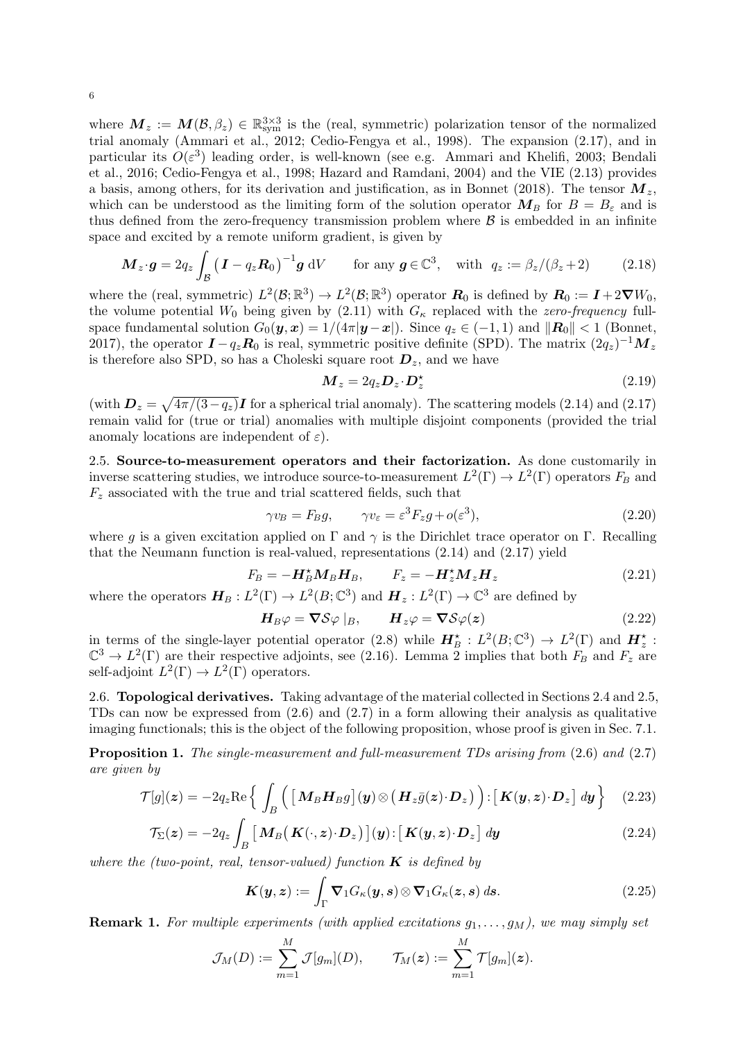where $\boldsymbol{M}_z := \boldsymbol{M}(\mathcal{B}, \beta_z) \in \mathbb{R}^{3\times 3}_{\text{sym}}$ is the (real, symmetric) polarization tensor of the normalized trial anomaly (Ammari et al., 2012; Cedio-Fengya et al., 1998). The expansion (2.17), and in particular its $O(\varepsilon^3)$ leading order, is well-known (see e.g. Ammari and Khelifi, 2003; Bendali et al., 2016; Cedio-Fengya et al., 1998; Hazard and Ramdani, 2004) and the VIE (2.13) provides a basis, among others, for its derivation and justification, as in Bonnet (2018). The tensor $\boldsymbol{M}_z$, which can be understood as the limiting form of the solution operator $\boldsymbol{M}_B$ for $B = B_\varepsilon$ and is thus defined from the zero-frequency transmission problem where $\mathcal{B}$ is embedded in an infinite space and excited by a remote uniform gradient, is given by

$$\boldsymbol{M}_z \cdot \boldsymbol{g} = 2q_z \int_{\mathcal{B}} \big( \boldsymbol{I} - q_z \boldsymbol{R}_0 \big)^{-1} \boldsymbol{g} \; \text{d}V \qquad \text{for any } \boldsymbol{g} \in \mathbb{C}^3, \quad \text{with } \; q_z := \beta_z/(\beta_z+2) \tag{2.18}$$

where the (real, symmetric) $L^2(\mathcal{B};\mathbb{R}^3) \to L^2(\mathcal{B};\mathbb{R}^3)$ operator $\boldsymbol{R}_0$ is defined by $\boldsymbol{R}_0 := \boldsymbol{I} + 2\boldsymbol{\nabla} W_0$, the volume potential $W_0$ being given by (2.11) with $G_\kappa$ replaced with the *zero-frequency* full-space fundamental solution $G_0(\boldsymbol{y},\boldsymbol{x}) = 1/(4\pi|\boldsymbol{y}-\boldsymbol{x}|)$. Since $q_z \in (-1,1)$ and $\|\boldsymbol{R}_0\| < 1$ (Bonnet, 2017), the operator $\boldsymbol{I} - q_z \boldsymbol{R}_0$ is real, symmetric positive definite (SPD). The matrix $(2q_z)^{-1}\boldsymbol{M}_z$ is therefore also SPD, so has a Choleski square root $\boldsymbol{D}_z$, and we have

$$\boldsymbol{M}_z = 2q_z \boldsymbol{D}_z \cdot \boldsymbol{D}_z^\star \tag{2.19}$$

(with $\boldsymbol{D}_z = \sqrt{4\pi/(3-q_z)}\,\boldsymbol{I}$ for a spherical trial anomaly). The scattering models (2.14) and (2.17) remain valid for (true or trial) anomalies with multiple disjoint components (provided the trial anomaly locations are independent of $\varepsilon$).

**2.5. Source-to-measurement operators and their factorization.** As done customarily in inverse scattering studies, we introduce source-to-measurement $L^2(\Gamma) \to L^2(\Gamma)$ operators $F_B$ and $F_z$ associated with the true and trial scattered fields, such that

$$\gamma v_B = F_B g, \qquad \gamma v_\varepsilon = \varepsilon^3 F_z g + o(\varepsilon^3), \tag{2.20}$$

where $g$ is a given excitation applied on $\Gamma$ and $\gamma$ is the Dirichlet trace operator on $\Gamma$. Recalling that the Neumann function is real-valued, representations (2.14) and (2.17) yield

$$F_B = -\boldsymbol{H}_B^\star \boldsymbol{M}_B \boldsymbol{H}_B, \qquad F_z = -\boldsymbol{H}_z^\star \boldsymbol{M}_z \boldsymbol{H}_z \tag{2.21}$$

where the operators $\boldsymbol{H}_B : L^2(\Gamma) \to L^2(B;\mathbb{C}^3)$ and $\boldsymbol{H}_z : L^2(\Gamma) \to \mathbb{C}^3$ are defined by

$$\boldsymbol{H}_B \varphi = \boldsymbol{\nabla} \mathcal{S} \varphi \,|_B, \qquad \boldsymbol{H}_z \varphi = \boldsymbol{\nabla} \mathcal{S} \varphi(\boldsymbol{z}) \tag{2.22}$$

in terms of the single-layer potential operator (2.8) while $\boldsymbol{H}_B^\star : L^2(B;\mathbb{C}^3) \to L^2(\Gamma)$ and $\boldsymbol{H}_z^\star : \mathbb{C}^3 \to L^2(\Gamma)$ are their respective adjoints, see (2.16). Lemma 2 implies that both $F_B$ and $F_z$ are self-adjoint $L^2(\Gamma) \to L^2(\Gamma)$ operators.

**2.6. Topological derivatives.** Taking advantage of the material collected in Sections 2.4 and 2.5, TDs can now be expressed from (2.6) and (2.7) in a form allowing their analysis as qualitative imaging functionals; this is the object of the following proposition, whose proof is given in Sec. 7.1.

**Proposition 1.** *The single-measurement and full-measurement TDs arising from* (2.6) *and* (2.7) *are given by*

$$\mathcal{T}[g](\boldsymbol{z}) = -2q_z \text{Re} \Big\{ \int_B \Big( \big[ \boldsymbol{M}_B \boldsymbol{H}_B g \big](\boldsymbol{y}) \otimes \big( \boldsymbol{H}_z \bar{g}(\boldsymbol{z}) \cdot \boldsymbol{D}_z \big) \Big) : \big[ \boldsymbol{K}(\boldsymbol{y},\boldsymbol{z}) \cdot \boldsymbol{D}_z \big] \; d\boldsymbol{y} \Big\} \tag{2.23}$$

$$\mathcal{T}_\Sigma(\boldsymbol{z}) = -2q_z \int_B \big[ \boldsymbol{M}_B \big( \boldsymbol{K}(\cdot,\boldsymbol{z}) \cdot \boldsymbol{D}_z \big) \big](\boldsymbol{y}) : \big[ \boldsymbol{K}(\boldsymbol{y},\boldsymbol{z}) \cdot \boldsymbol{D}_z \big] \; d\boldsymbol{y} \tag{2.24}$$

*where the (two-point, real, tensor-valued) function* $\boldsymbol{K}$ *is defined by*

$$\boldsymbol{K}(\boldsymbol{y},\boldsymbol{z}) := \int_\Gamma \boldsymbol{\nabla}_1 G_\kappa(\boldsymbol{y},\boldsymbol{s}) \otimes \boldsymbol{\nabla}_1 G_\kappa(\boldsymbol{z},\boldsymbol{s}) \; d\boldsymbol{s}. \tag{2.25}$$

**Remark 1.** *For multiple experiments (with applied excitations* $g_1, \ldots, g_M$*), we may simply set*

$$\mathcal{J}_M(D) := \sum_{m=1}^{M} \mathcal{J}[g_m](D), \qquad \mathcal{T}_M(\boldsymbol{z}) := \sum_{m=1}^{M} \mathcal{T}[g_m](\boldsymbol{z}).$$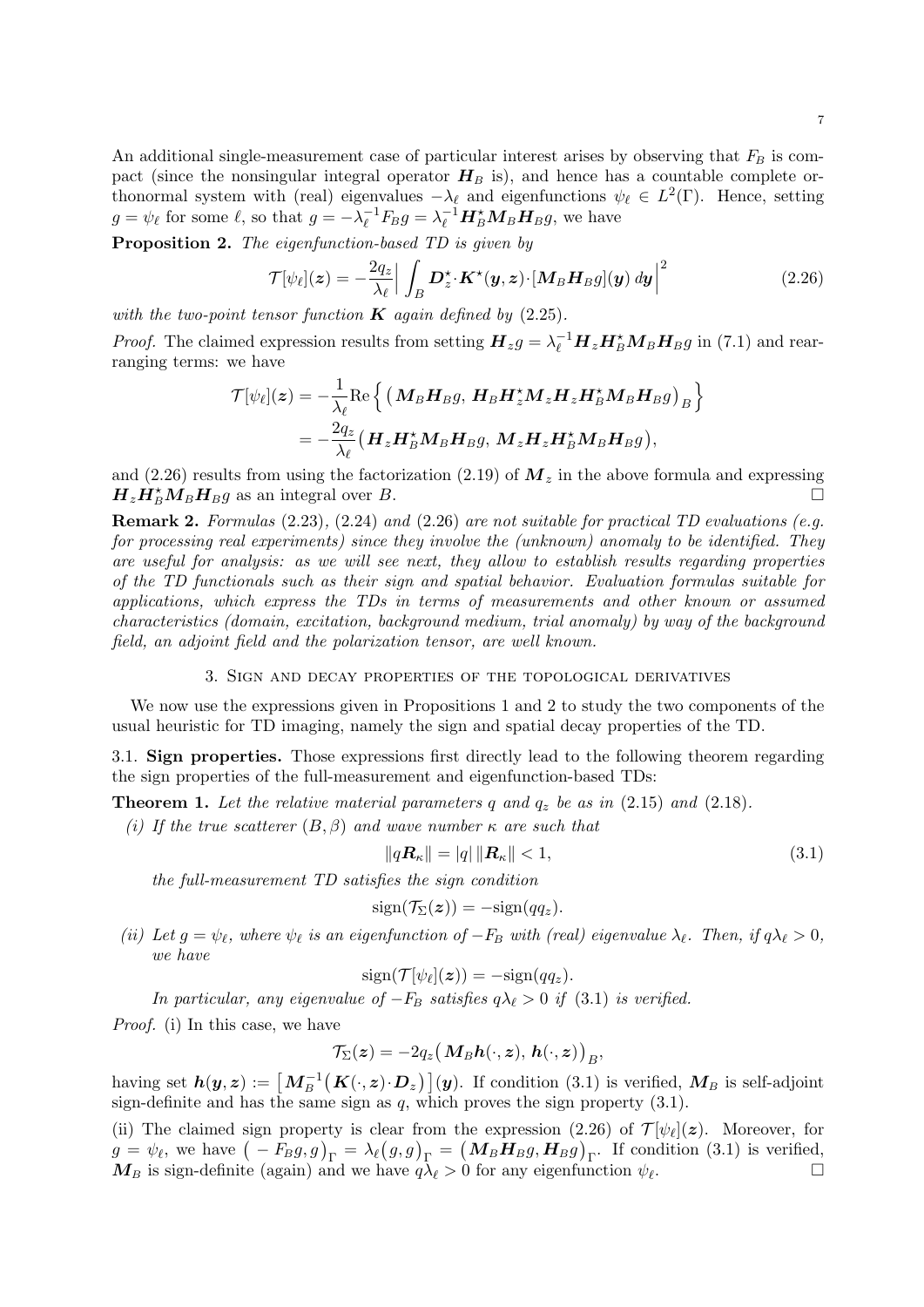An additional single-measurement case of particular interest arises by observing that $F_B$ is compact (since the nonsingular integral operator $\boldsymbol{H}_B$ is), and hence has a countable complete orthonormal system with (real) eigenvalues $-\lambda_\ell$ and eigenfunctions $\psi_\ell \in L^2(\Gamma)$. Hence, setting $g = \psi_\ell$ for some $\ell$, so that $g = -\lambda_\ell^{-1} F_B g = \lambda_\ell^{-1} \boldsymbol{H}_B^\star \boldsymbol{M}_B \boldsymbol{H}_B g$, we have

**Proposition 2.** *The eigenfunction-based TD is given by*

$$\mathcal{T}[\psi_\ell](\boldsymbol{z}) = -\frac{2q_z}{\lambda_\ell} \Big| \int_B \boldsymbol{D}_z^\star \cdot \boldsymbol{K}^\star(\boldsymbol{y}, \boldsymbol{z}) \cdot [\boldsymbol{M}_B \boldsymbol{H}_B g](\boldsymbol{y}) \, d\boldsymbol{y} \Big|^2 \tag{2.26}$$

*with the two-point tensor function $\boldsymbol{K}$ again defined by* (2.25).

*Proof.* The claimed expression results from setting $\boldsymbol{H}_z g = \lambda_\ell^{-1} \boldsymbol{H}_z \boldsymbol{H}_B^\star \boldsymbol{M}_B \boldsymbol{H}_B g$ in (7.1) and rearranging terms: we have

$$\begin{aligned}
\mathcal{T}[\psi_\ell](\boldsymbol{z}) &= -\frac{1}{\lambda_\ell} \text{Re} \Big\{ \big( \boldsymbol{M}_B \boldsymbol{H}_B g, \, \boldsymbol{H}_B \boldsymbol{H}_z^\star \boldsymbol{M}_z \boldsymbol{H}_z \boldsymbol{H}_B^\star \boldsymbol{M}_B \boldsymbol{H}_B g \big)_B \Big\} \\
&= -\frac{2q_z}{\lambda_\ell} \big( \boldsymbol{H}_z \boldsymbol{H}_B^\star \boldsymbol{M}_B \boldsymbol{H}_B g, \, \boldsymbol{M}_z \boldsymbol{H}_z \boldsymbol{H}_B^\star \boldsymbol{M}_B \boldsymbol{H}_B g \big),
\end{aligned}$$

and (2.26) results from using the factorization (2.19) of $\boldsymbol{M}_z$ in the above formula and expressing $\boldsymbol{H}_z \boldsymbol{H}_B^\star \boldsymbol{M}_B \boldsymbol{H}_B g$ as an integral over $B$. $\square$

**Remark 2.** *Formulas* (2.23), (2.24) *and* (2.26) *are not suitable for practical TD evaluations (e.g. for processing real experiments) since they involve the (unknown) anomaly to be identified. They are useful for analysis: as we will see next, they allow to establish results regarding properties of the TD functionals such as their sign and spatial behavior. Evaluation formulas suitable for applications, which express the TDs in terms of measurements and other known or assumed characteristics (domain, excitation, background medium, trial anomaly) by way of the background field, an adjoint field and the polarization tensor, are well known.*

## 3. Sign and decay properties of the topological derivatives

We now use the expressions given in Propositions 1 and 2 to study the two components of the usual heuristic for TD imaging, namely the sign and spatial decay properties of the TD.

### 3.1. Sign properties.

Those expressions first directly lead to the following theorem regarding the sign properties of the full-measurement and eigenfunction-based TDs:

**Theorem 1.** *Let the relative material parameters $q$ and $q_z$ be as in* (2.15) *and* (2.18).

*(i) If the true scatterer $(B, \beta)$ and wave number $\kappa$ are such that*

$$\|q \boldsymbol{R}_\kappa\| = |q| \, \|\boldsymbol{R}_\kappa\| < 1, \tag{3.1}$$

*the full-measurement TD satisfies the sign condition*

$$\text{sign}(\mathcal{T}_\Sigma(\boldsymbol{z})) = -\text{sign}(q q_z).$$

*(ii) Let $g = \psi_\ell$, where $\psi_\ell$ is an eigenfunction of $-F_B$ with (real) eigenvalue $\lambda_\ell$. Then, if $q\lambda_\ell > 0$, we have*

$$\text{sign}(\mathcal{T}[\psi_\ell](\boldsymbol{z})) = -\text{sign}(q q_z).$$

*In particular, any eigenvalue of $-F_B$ satisfies $q\lambda_\ell > 0$ if* (3.1) *is verified.*

*Proof.* (i) In this case, we have

$$\mathcal{T}_\Sigma(\boldsymbol{z}) = -2q_z \big( \boldsymbol{M}_B \boldsymbol{h}(\cdot, \boldsymbol{z}), \, \boldsymbol{h}(\cdot, \boldsymbol{z}) \big)_B,$$

having set $\boldsymbol{h}(\boldsymbol{y}, \boldsymbol{z}) := \big[ \boldsymbol{M}_B^{-1} \big( \boldsymbol{K}(\cdot, \boldsymbol{z}) \cdot \boldsymbol{D}_z \big) \big](\boldsymbol{y})$. If condition (3.1) is verified, $\boldsymbol{M}_B$ is self-adjoint sign-definite and has the same sign as $q$, which proves the sign property (3.1).

(ii) The claimed sign property is clear from the expression (2.26) of $\mathcal{T}[\psi_\ell](\boldsymbol{z})$. Moreover, for $g = \psi_\ell$, we have $\big( -F_B g, g \big)_\Gamma = \lambda_\ell \big( g, g \big)_\Gamma = \big( \boldsymbol{M}_B \boldsymbol{H}_B g, \boldsymbol{H}_B g \big)_\Gamma$. If condition (3.1) is verified, $\boldsymbol{M}_B$ is sign-definite (again) and we have $q\lambda_\ell > 0$ for any eigenfunction $\psi_\ell$. $\square$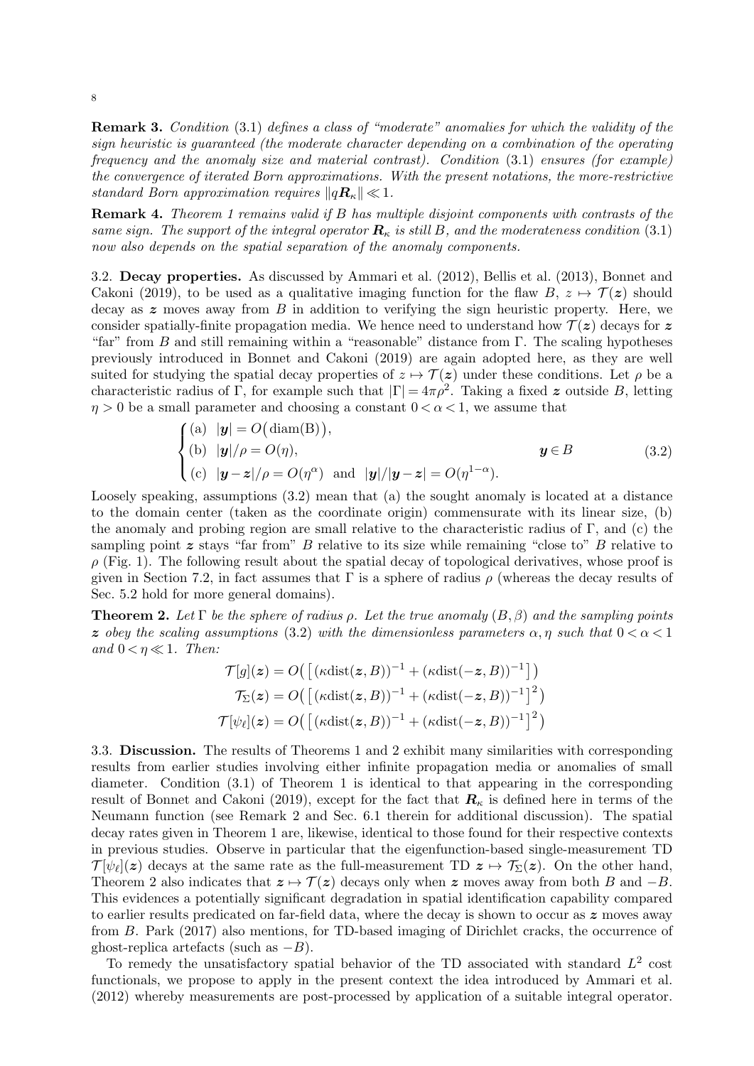**Remark 3.** *Condition* (3.1) *defines a class of "moderate" anomalies for which the validity of the sign heuristic is guaranteed (the moderate character depending on a combination of the operating frequency and the anomaly size and material contrast). Condition* (3.1) *ensures (for example) the convergence of iterated Born approximations. With the present notations, the more-restrictive standard Born approximation requires* $\|q\boldsymbol{R}_\kappa\| \ll 1$.

**Remark 4.** *Theorem 1 remains valid if $B$ has multiple disjoint components with contrasts of the same sign. The support of the integral operator $\boldsymbol{R}_\kappa$ is still $B$, and the moderateness condition* (3.1) *now also depends on the spatial separation of the anomaly components.*

3.2. **Decay properties.** As discussed by Ammari et al. (2012), Bellis et al. (2013), Bonnet and Cakoni (2019), to be used as a qualitative imaging function for the flaw $B$, $z \mapsto \mathcal{T}(\boldsymbol{z})$ should decay as $\boldsymbol{z}$ moves away from $B$ in addition to verifying the sign heuristic property. Here, we consider spatially-finite propagation media. We hence need to understand how $\mathcal{T}(\boldsymbol{z})$ decays for $\boldsymbol{z}$ "far" from $B$ and still remaining within a "reasonable" distance from $\Gamma$. The scaling hypotheses previously introduced in Bonnet and Cakoni (2019) are again adopted here, as they are well suited for studying the spatial decay properties of $z \mapsto \mathcal{T}(\boldsymbol{z})$ under these conditions. Let $\rho$ be a characteristic radius of $\Gamma$, for example such that $|\Gamma| = 4\pi\rho^2$. Taking a fixed $\boldsymbol{z}$ outside $B$, letting $\eta > 0$ be a small parameter and choosing a constant $0 < \alpha < 1$, we assume that

$$
\begin{cases}
\text{(a)} \ \ |\boldsymbol{y}| = O\big(\text{diam(B)}\big), \\
\text{(b)} \ \ |\boldsymbol{y}|/\rho = O(\eta), & \boldsymbol{y} \in B \\
\text{(c)} \ \ |\boldsymbol{y} - \boldsymbol{z}|/\rho = O(\eta^\alpha) \ \text{ and } \ |\boldsymbol{y}|/|\boldsymbol{y} - \boldsymbol{z}| = O(\eta^{1-\alpha}).
\end{cases}
\tag{3.2}
$$

Loosely speaking, assumptions (3.2) mean that (a) the sought anomaly is located at a distance to the domain center (taken as the coordinate origin) commensurate with its linear size, (b) the anomaly and probing region are small relative to the characteristic radius of $\Gamma$, and (c) the sampling point $\boldsymbol{z}$ stays "far from" $B$ relative to its size while remaining "close to" $B$ relative to $\rho$ (Fig. 1). The following result about the spatial decay of topological derivatives, whose proof is given in Section 7.2, in fact assumes that $\Gamma$ is a sphere of radius $\rho$ (whereas the decay results of Sec. 5.2 hold for more general domains).

**Theorem 2.** *Let $\Gamma$ be the sphere of radius $\rho$. Let the true anomaly $(B, \beta)$ and the sampling points $\boldsymbol{z}$ obey the scaling assumptions* (3.2) *with the dimensionless parameters $\alpha, \eta$ such that $0 < \alpha < 1$ and $0 < \eta \ll 1$. Then:*

$$
\begin{aligned}
\mathcal{T}[g](\boldsymbol{z}) &= O\big( \big[ (\kappa \text{dist}(\boldsymbol{z}, B))^{-1} + (\kappa \text{dist}(-\boldsymbol{z}, B))^{-1} \big] \big) \\
\mathcal{T}_\Sigma(\boldsymbol{z}) &= O\big( \big[ (\kappa \text{dist}(\boldsymbol{z}, B))^{-1} + (\kappa \text{dist}(-\boldsymbol{z}, B))^{-1} \big]^2 \big) \\
\mathcal{T}[\psi_\ell](\boldsymbol{z}) &= O\big( \big[ (\kappa \text{dist}(\boldsymbol{z}, B))^{-1} + (\kappa \text{dist}(-\boldsymbol{z}, B))^{-1} \big]^2 \big)
\end{aligned}
$$

3.3. **Discussion.** The results of Theorems 1 and 2 exhibit many similarities with corresponding results from earlier studies involving either infinite propagation media or anomalies of small diameter. Condition (3.1) of Theorem 1 is identical to that appearing in the corresponding result of Bonnet and Cakoni (2019), except for the fact that $\boldsymbol{R}_\kappa$ is defined here in terms of the Neumann function (see Remark 2 and Sec. 6.1 therein for additional discussion). The spatial decay rates given in Theorem 1 are, likewise, identical to those found for their respective contexts in previous studies. Observe in particular that the eigenfunction-based single-measurement TD $\mathcal{T}[\psi_\ell](\boldsymbol{z})$ decays at the same rate as the full-measurement TD $\boldsymbol{z} \mapsto \mathcal{T}_\Sigma(\boldsymbol{z})$. On the other hand, Theorem 2 also indicates that $\boldsymbol{z} \mapsto \mathcal{T}(\boldsymbol{z})$ decays only when $\boldsymbol{z}$ moves away from both $B$ and $-B$. This evidences a potentially significant degradation in spatial identification capability compared to earlier results predicated on far-field data, where the decay is shown to occur as $\boldsymbol{z}$ moves away from $B$. Park (2017) also mentions, for TD-based imaging of Dirichlet cracks, the occurrence of ghost-replica artefacts (such as $-B$).

To remedy the unsatisfactory spatial behavior of the TD associated with standard $L^2$ cost functionals, we propose to apply in the present context the idea introduced by Ammari et al. (2012) whereby measurements are post-processed by application of a suitable integral operator.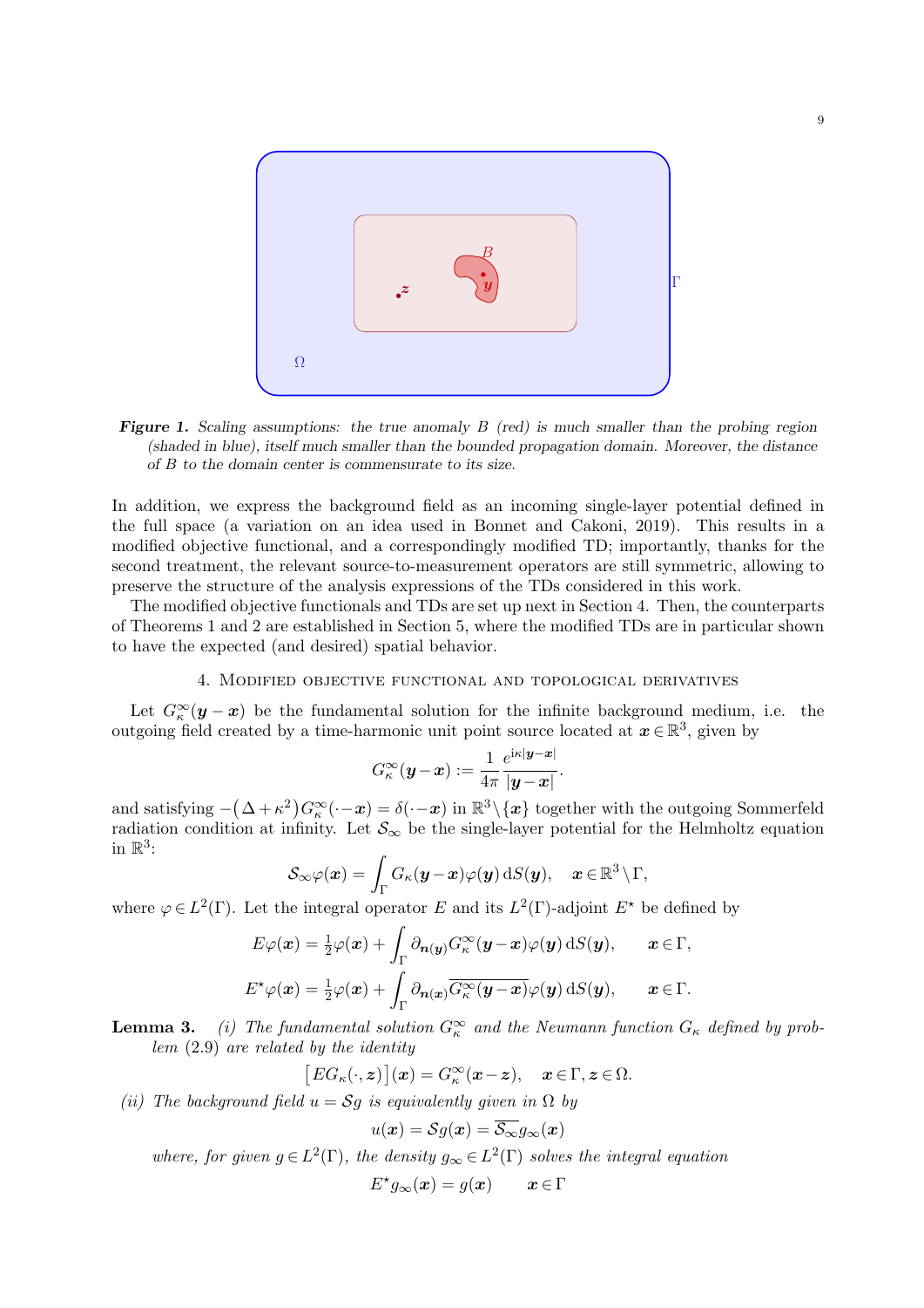**Figure 1.** *Scaling assumptions: the true anomaly $B$ (red) is much smaller than the probing region (shaded in blue), itself much smaller than the bounded propagation domain. Moreover, the distance of $B$ to the domain center is commensurate to its size.*

In addition, we express the background field as an incoming single-layer potential defined in the full space (a variation on an idea used in Bonnet and Cakoni, 2019). This results in a modified objective functional, and a correspondingly modified TD; importantly, thanks for the second treatment, the relevant source-to-measurement operators are still symmetric, allowing to preserve the structure of the analysis expressions of the TDs considered in this work.

The modified objective functionals and TDs are set up next in Section 4. Then, the counterparts of Theorems 1 and 2 are established in Section 5, where the modified TDs are in particular shown to have the expected (and desired) spatial behavior.

## 4. Modified objective functional and topological derivatives

Let $G_\kappa^\infty(\boldsymbol{y}-\boldsymbol{x})$ be the fundamental solution for the infinite background medium, i.e. the outgoing field created by a time-harmonic unit point source located at $\boldsymbol{x}\in\mathbb{R}^3$, given by

$$G_\kappa^\infty(\boldsymbol{y}-\boldsymbol{x}) := \frac{1}{4\pi}\,\frac{e^{\mathrm{i}\kappa|\boldsymbol{y}-\boldsymbol{x}|}}{|\boldsymbol{y}-\boldsymbol{x}|}.$$

and satisfying $-\big(\Delta+\kappa^2\big)G_\kappa^\infty(\cdot-\boldsymbol{x}) = \delta(\cdot-\boldsymbol{x})$ in $\mathbb{R}^3\setminus\{\boldsymbol{x}\}$ together with the outgoing Sommerfeld radiation condition at infinity. Let $\mathcal{S}_\infty$ be the single-layer potential for the Helmholtz equation in $\mathbb{R}^3$:

$$\mathcal{S}_\infty\varphi(\boldsymbol{x}) = \int_\Gamma G_\kappa(\boldsymbol{y}-\boldsymbol{x})\varphi(\boldsymbol{y})\,\mathrm{d}S(\boldsymbol{y}),\quad \boldsymbol{x}\in\mathbb{R}^3\setminus\Gamma,$$

where $\varphi\in L^2(\Gamma)$. Let the integral operator $E$ and its $L^2(\Gamma)$-adjoint $E^\star$ be defined by

$$E\varphi(\boldsymbol{x}) = \tfrac{1}{2}\varphi(\boldsymbol{x}) + \int_\Gamma \partial_{\boldsymbol{n}(\boldsymbol{y})}G_\kappa^\infty(\boldsymbol{y}-\boldsymbol{x})\varphi(\boldsymbol{y})\,\mathrm{d}S(\boldsymbol{y}),\qquad \boldsymbol{x}\in\Gamma,$$

$$E^\star\varphi(\boldsymbol{x}) = \tfrac{1}{2}\varphi(\boldsymbol{x}) + \int_\Gamma \partial_{\boldsymbol{n}(\boldsymbol{x})}\overline{G_\kappa^\infty(\boldsymbol{y}-\boldsymbol{x})}\varphi(\boldsymbol{y})\,\mathrm{d}S(\boldsymbol{y}),\qquad \boldsymbol{x}\in\Gamma.$$

**Lemma 3.** *(i) The fundamental solution $G_\kappa^\infty$ and the Neumann function $G_\kappa$ defined by problem (2.9) are related by the identity*

$$\big[EG_\kappa(\cdot,\boldsymbol{z})\big](\boldsymbol{x}) = G_\kappa^\infty(\boldsymbol{x}-\boldsymbol{z}),\quad \boldsymbol{x}\in\Gamma,\boldsymbol{z}\in\Omega.$$

*(ii) The background field $u=\mathcal{S}g$ is equivalently given in $\Omega$ by*

$$u(\boldsymbol{x}) = \mathcal{S}g(\boldsymbol{x}) = \overline{\mathcal{S}_\infty}g_\infty(\boldsymbol{x})$$

*where, for given $g\in L^2(\Gamma)$, the density $g_\infty\in L^2(\Gamma)$ solves the integral equation*

$$E^\star g_\infty(\boldsymbol{x}) = g(\boldsymbol{x})\qquad \boldsymbol{x}\in\Gamma$$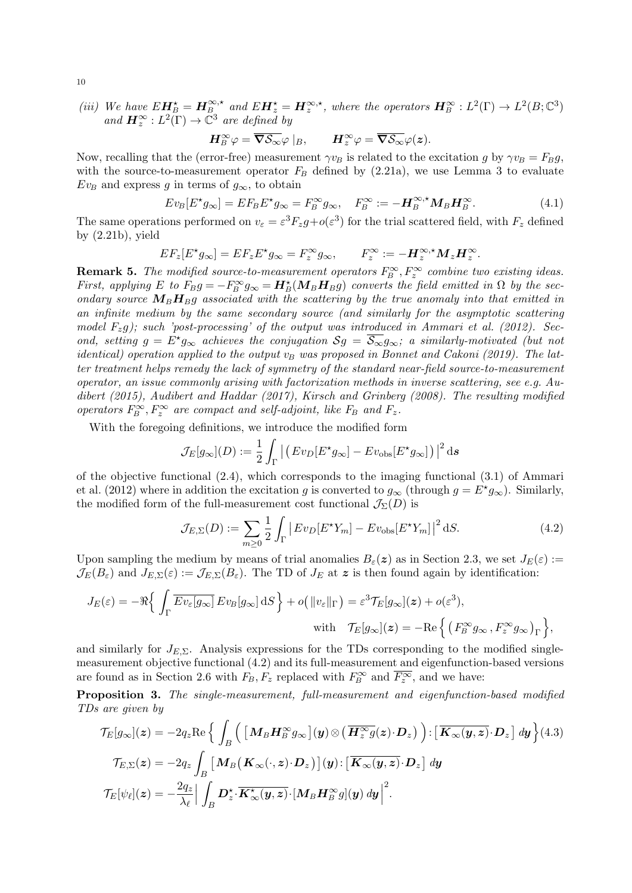*(iii) We have $E\boldsymbol{H}_B^\star = \boldsymbol{H}_B^{\infty,\star}$ and $E\boldsymbol{H}_z^\star = \boldsymbol{H}_z^{\infty,\star}$, where the operators $\boldsymbol{H}_B^\infty : L^2(\Gamma) \to L^2(B;\mathbb{C}^3)$ and $\boldsymbol{H}_z^\infty : L^2(\Gamma) \to \mathbb{C}^3$ are defined by*

$$
\boldsymbol{H}_B^\infty \varphi = \overline{\boldsymbol{\nabla}\mathcal{S}_\infty}\varphi \,|_B, \qquad \boldsymbol{H}_z^\infty \varphi = \overline{\boldsymbol{\nabla}\mathcal{S}_\infty}\varphi(\boldsymbol{z}).
$$

Now, recalling that the (error-free) measurement $\gamma v_B$ is related to the excitation $g$ by $\gamma v_B = F_B g$, with the source-to-measurement operator $F_B$ defined by (2.21a), we use Lemma 3 to evaluate $Ev_B$ and express $g$ in terms of $g_\infty$, to obtain

$$
Ev_B[E^\star g_\infty] = EF_B E^\star g_\infty = F_B^\infty g_\infty, \quad F_B^\infty := -\boldsymbol{H}_B^{\infty,\star}\boldsymbol{M}_B\boldsymbol{H}_B^\infty. \tag{4.1}
$$

The same operations performed on $v_\varepsilon = \varepsilon^3 F_z g + o(\varepsilon^3)$ for the trial scattered field, with $F_z$ defined by (2.21b), yield

$$
EF_z[E^\star g_\infty] = EF_z E^\star g_\infty = F_z^\infty g_\infty, \qquad F_z^\infty := -\boldsymbol{H}_z^{\infty,\star}\boldsymbol{M}_z\boldsymbol{H}_z^\infty.
$$

**Remark 5.** *The modified source-to-measurement operators $F_B^\infty, F_z^\infty$ combine two existing ideas. First, applying $E$ to $F_B g = -F_B^\infty g_\infty = \boldsymbol{H}_B^\star(\boldsymbol{M}_B\boldsymbol{H}_B g)$ converts the field emitted in $\Omega$ by the secondary source $\boldsymbol{M}_B\boldsymbol{H}_B g$ associated with the scattering by the true anomaly into that emitted in an infinite medium by the same secondary source (and similarly for the asymptotic scattering model $F_z g$); such 'post-processing' of the output was introduced in Ammari et al. (2012). Second, setting $g = E^\star g_\infty$ achieves the conjugation $\mathcal{S}g = \overline{\mathcal{S}_\infty g_\infty}$; a similarly-motivated (but not identical) operation applied to the output $v_B$ was proposed in Bonnet and Cakoni (2019). The latter treatment helps remedy the lack of symmetry of the standard near-field source-to-measurement operator, an issue commonly arising with factorization methods in inverse scattering, see e.g. Audibert (2015), Audibert and Haddar (2017), Kirsch and Grinberg (2008). The resulting modified operators $F_B^\infty, F_z^\infty$ are compact and self-adjoint, like $F_B$ and $F_z$.*

With the foregoing definitions, we introduce the modified form

$$
\mathcal{J}_E[g_\infty](D) := \frac{1}{2}\int_\Gamma \big|\big(Ev_D[E^\star g_\infty] - Ev_{\text{obs}}[E^\star g_\infty]\big)\big|^2 \,\mathrm{d}\boldsymbol{s}
$$

of the objective functional (2.4), which corresponds to the imaging functional (3.1) of Ammari et al. (2012) where in addition the excitation $g$ is converted to $g_\infty$ (through $g = E^\star g_\infty$). Similarly, the modified form of the full-measurement cost functional $\mathcal{J}_\Sigma(D)$ is

$$
\mathcal{J}_{E,\Sigma}(D) := \sum_{m\geq 0} \frac{1}{2}\int_\Gamma \big| Ev_D[E^\star Y_m] - Ev_{\text{obs}}[E^\star Y_m]\big|^2 \,\mathrm{d}S. \tag{4.2}
$$

Upon sampling the medium by means of trial anomalies $B_\varepsilon(\boldsymbol{z})$ as in Section 2.3, we set $J_E(\varepsilon) := \mathcal{J}_E(B_\varepsilon)$ and $J_{E,\Sigma}(\varepsilon) := \mathcal{J}_{E,\Sigma}(B_\varepsilon)$. The TD of $J_E$ at $\boldsymbol{z}$ is then found again by identification:

$$
\begin{aligned}
J_E(\varepsilon) = -\Re\Big\{ \int_\Gamma \overline{Ev_\varepsilon[g_\infty]}\, Ev_B[g_\infty] \,\mathrm{d}S \Big\} + o\big(\|v_\varepsilon\|_\Gamma\big) = \varepsilon^3 \mathcal{T}_E[g_\infty](\boldsymbol{z}) + o(\varepsilon^3),& \\
\text{with} \quad \mathcal{T}_E[g_\infty](\boldsymbol{z}) = -\text{Re}\Big\{ \big( F_B^\infty g_\infty \,, F_z^\infty g_\infty \big)_\Gamma \Big\},&
\end{aligned}
$$

and similarly for $J_{E,\Sigma}$. Analysis expressions for the TDs corresponding to the modified single-measurement objective functional (4.2) and its full-measurement and eigenfunction-based versions are found as in Section 2.6 with $F_B, F_z$ replaced with $F_B^\infty$ and $\overline{F_z^\infty}$, and we have:

**Proposition 3.** *The single-measurement, full-measurement and eigenfunction-based modified TDs are given by*

$$
\begin{aligned}
\mathcal{T}_E[g_\infty](\boldsymbol{z}) &= -2q_z \text{Re}\Big\{ \int_B \Big( \big[\boldsymbol{M}_B\boldsymbol{H}_B^\infty g_\infty\big](\boldsymbol{y}) \otimes \big(\overline{\boldsymbol{H}_z^\infty g}(\boldsymbol{z})\cdot\boldsymbol{D}_z\big) \Big) : \big[\overline{\boldsymbol{K}_\infty(\boldsymbol{y},\boldsymbol{z})}\cdot\boldsymbol{D}_z\big] \, d\boldsymbol{y} \Big\} \qquad (4.3)\\
\mathcal{T}_{E,\Sigma}(\boldsymbol{z}) &= -2q_z \int_B \big[\boldsymbol{M}_B\big(\boldsymbol{K}_\infty(\cdot,\boldsymbol{z})\cdot\boldsymbol{D}_z\big)\big](\boldsymbol{y}) : \big[\overline{\boldsymbol{K}_\infty(\boldsymbol{y},\boldsymbol{z})}\cdot\boldsymbol{D}_z\big] \, d\boldsymbol{y} \\
\mathcal{T}_E[\psi_\ell](\boldsymbol{z}) &= -\frac{2q_z}{\lambda_\ell}\Big| \int_B \boldsymbol{D}_z^\star \cdot \overline{\boldsymbol{K}_\infty^\star(\boldsymbol{y},\boldsymbol{z})} \cdot [\boldsymbol{M}_B\boldsymbol{H}_B^\infty g](\boldsymbol{y}) \, d\boldsymbol{y} \Big|^2.
\end{aligned}
$$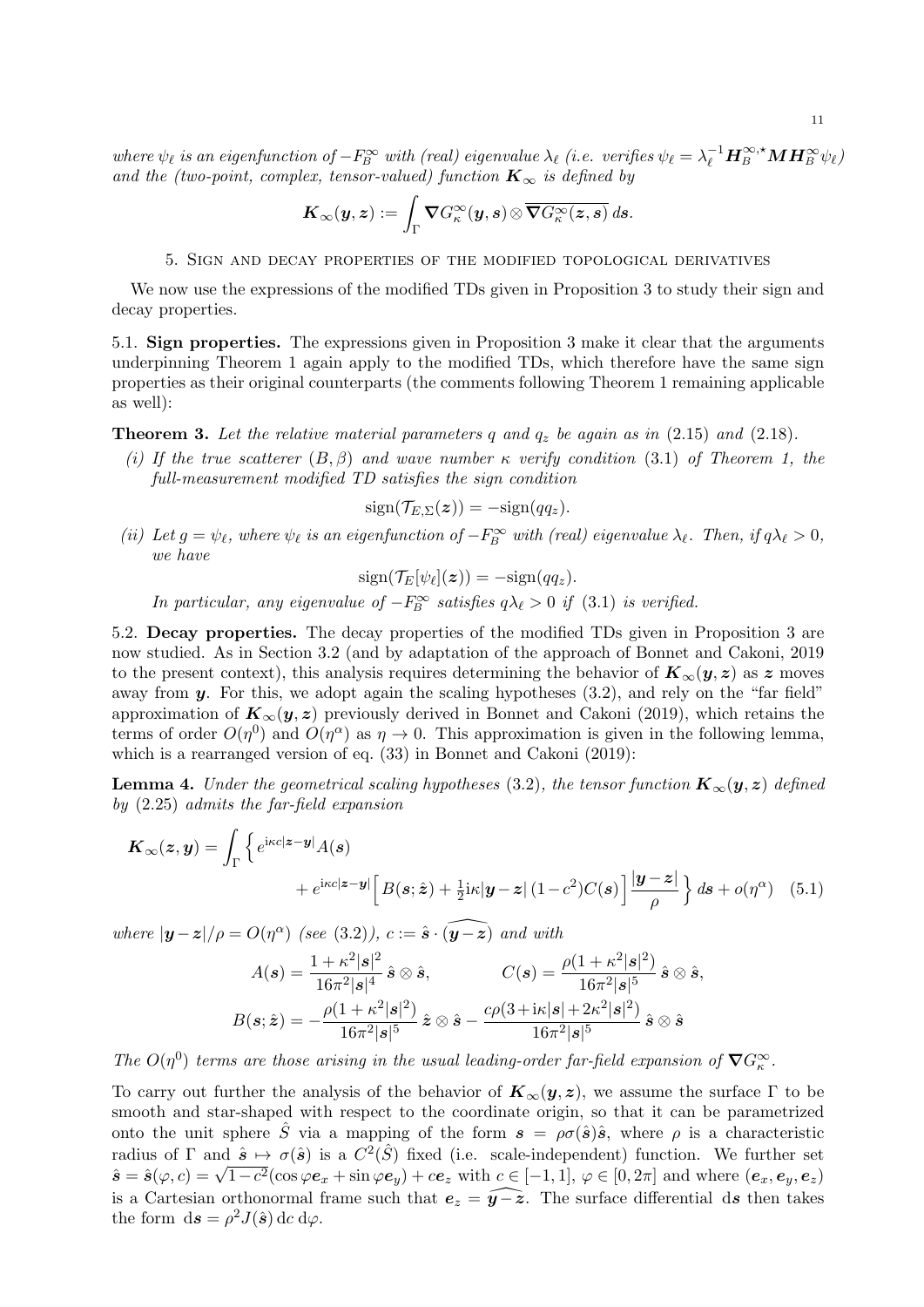*where $\psi_\ell$ is an eigenfunction of $-F_B^\infty$ with (real) eigenvalue $\lambda_\ell$ (i.e. verifies $\psi_\ell = \lambda_\ell^{-1} \boldsymbol{H}_B^{\infty,\star} \boldsymbol{M} \boldsymbol{H}_B^\infty \psi_\ell$) and the (two-point, complex, tensor-valued) function $\boldsymbol{K}_\infty$ is defined by*

$$\boldsymbol{K}_\infty(\boldsymbol{y},\boldsymbol{z}) := \int_\Gamma \boldsymbol{\nabla} G_\kappa^\infty(\boldsymbol{y},\boldsymbol{s}) \otimes \overline{\boldsymbol{\nabla} G_\kappa^\infty(\boldsymbol{z},\boldsymbol{s})} \, d\boldsymbol{s}.$$

## 5. Sign and decay properties of the modified topological derivatives

We now use the expressions of the modified TDs given in Proposition 3 to study their sign and decay properties.

### 5.1. Sign properties.

The expressions given in Proposition 3 make it clear that the arguments underpinning Theorem 1 again apply to the modified TDs, which therefore have the same sign properties as their original counterparts (the comments following Theorem 1 remaining applicable as well):

**Theorem 3.** *Let the relative material parameters $q$ and $q_z$ be again as in (2.15) and (2.18).*

*(i) If the true scatterer $(B,\beta)$ and wave number $\kappa$ verify condition (3.1) of Theorem 1, the full-measurement modified TD satisfies the sign condition*

$$\text{sign}(\mathcal{T}_{E,\Sigma}(\boldsymbol{z})) = -\text{sign}(qq_z).$$

*(ii) Let $g = \psi_\ell$, where $\psi_\ell$ is an eigenfunction of $-F_B^\infty$ with (real) eigenvalue $\lambda_\ell$. Then, if $q\lambda_\ell > 0$, we have*

$$\text{sign}(\mathcal{T}_E[\psi_\ell](\boldsymbol{z})) = -\text{sign}(qq_z).$$

*In particular, any eigenvalue of $-F_B^\infty$ satisfies $q\lambda_\ell > 0$ if (3.1) is verified.*

### 5.2. Decay properties.

The decay properties of the modified TDs given in Proposition 3 are now studied. As in Section 3.2 (and by adaptation of the approach of Bonnet and Cakoni, 2019 to the present context), this analysis requires determining the behavior of $\boldsymbol{K}_\infty(\boldsymbol{y},\boldsymbol{z})$ as $\boldsymbol{z}$ moves away from $\boldsymbol{y}$. For this, we adopt again the scaling hypotheses (3.2), and rely on the "far field" approximation of $\boldsymbol{K}_\infty(\boldsymbol{y},\boldsymbol{z})$ previously derived in Bonnet and Cakoni (2019), which retains the terms of order $O(\eta^0)$ and $O(\eta^\alpha)$ as $\eta \to 0$. This approximation is given in the following lemma, which is a rearranged version of eq. (33) in Bonnet and Cakoni (2019):

**Lemma 4.** *Under the geometrical scaling hypotheses (3.2), the tensor function $\boldsymbol{K}_\infty(\boldsymbol{y},\boldsymbol{z})$ defined by (2.25) admits the far-field expansion*

$$\boldsymbol{K}_\infty(\boldsymbol{z},\boldsymbol{y}) = \int_\Gamma \Big\{ e^{\mathrm{i}\kappa c|\boldsymbol{z}-\boldsymbol{y}|} A(\boldsymbol{s}) + e^{\mathrm{i}\kappa c|\boldsymbol{z}-\boldsymbol{y}|} \Big[ B(\boldsymbol{s};\hat{\boldsymbol{z}}) + \tfrac{1}{2}\mathrm{i}\kappa|\boldsymbol{y}-\boldsymbol{z}|\,(1-c^2) C(\boldsymbol{s}) \Big] \frac{|\boldsymbol{y}-\boldsymbol{z}|}{\rho} \Big\} \, d\boldsymbol{s} + o(\eta^\alpha) \quad (5.1)$$

*where $|\boldsymbol{y}-\boldsymbol{z}|/\rho = O(\eta^\alpha)$ (see (3.2)), $c := \hat{\boldsymbol{s}} \cdot \widehat{(\boldsymbol{y}-\boldsymbol{z})}$ and with*

$$A(\boldsymbol{s}) = \frac{1+\kappa^2|\boldsymbol{s}|^2}{16\pi^2|\boldsymbol{s}|^4} \, \hat{\boldsymbol{s}} \otimes \hat{\boldsymbol{s}}, \qquad C(\boldsymbol{s}) = \frac{\rho(1+\kappa^2|\boldsymbol{s}|^2)}{16\pi^2|\boldsymbol{s}|^5} \, \hat{\boldsymbol{s}} \otimes \hat{\boldsymbol{s}},$$

$$B(\boldsymbol{s};\hat{\boldsymbol{z}}) = -\frac{\rho(1+\kappa^2|\boldsymbol{s}|^2)}{16\pi^2|\boldsymbol{s}|^5} \, \hat{\boldsymbol{z}} \otimes \hat{\boldsymbol{s}} - \frac{c\rho(3+\mathrm{i}\kappa|\boldsymbol{s}|+2\kappa^2|\boldsymbol{s}|^2)}{16\pi^2|\boldsymbol{s}|^5} \, \hat{\boldsymbol{s}} \otimes \hat{\boldsymbol{s}}$$

*The $O(\eta^0)$ terms are those arising in the usual leading-order far-field expansion of $\boldsymbol{\nabla} G_\kappa^\infty$.*

To carry out further the analysis of the behavior of $\boldsymbol{K}_\infty(\boldsymbol{y},\boldsymbol{z})$, we assume the surface $\Gamma$ to be smooth and star-shaped with respect to the coordinate origin, so that it can be parametrized onto the unit sphere $\hat{S}$ via a mapping of the form $\boldsymbol{s} = \rho\sigma(\hat{\boldsymbol{s}})\hat{\boldsymbol{s}}$, where $\rho$ is a characteristic radius of $\Gamma$ and $\hat{\boldsymbol{s}} \mapsto \sigma(\hat{\boldsymbol{s}})$ is a $C^2(\hat{S})$ fixed (i.e. scale-independent) function. We further set $\hat{\boldsymbol{s}} = \hat{\boldsymbol{s}}(\varphi,c) = \sqrt{1-c^2}(\cos\varphi\boldsymbol{e}_x + \sin\varphi\boldsymbol{e}_y) + c\boldsymbol{e}_z$ with $c \in [-1,1]$, $\varphi \in [0,2\pi]$ and where $(\boldsymbol{e}_x,\boldsymbol{e}_y,\boldsymbol{e}_z)$ is a Cartesian orthonormal frame such that $\boldsymbol{e}_z = \widehat{\boldsymbol{y}-\boldsymbol{z}}$. The surface differential $\mathrm{d}\boldsymbol{s}$ then takes the form $\mathrm{d}\boldsymbol{s} = \rho^2 J(\hat{\boldsymbol{s}}) \, \mathrm{d}c \, \mathrm{d}\varphi$.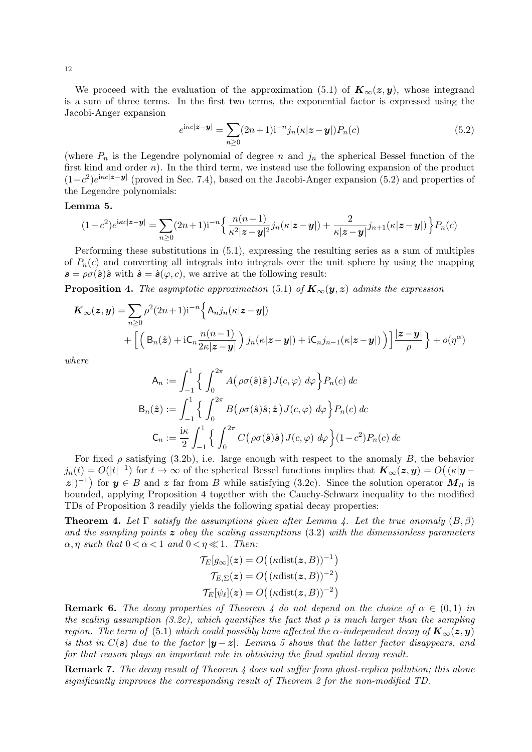We proceed with the evaluation of the approximation (5.1) of $\boldsymbol{K}_\infty(\boldsymbol{z},\boldsymbol{y})$, whose integrand is a sum of three terms. In the first two terms, the exponential factor is expressed using the Jacobi-Anger expansion

$$
e^{\mathrm{i}\kappa c|\boldsymbol{z}-\boldsymbol{y}|} = \sum_{n\geq 0} (2n+1)\mathrm{i}^{-n} j_n(\kappa|\boldsymbol{z}-\boldsymbol{y}|)P_n(c) \tag{5.2}
$$

(where $P_n$ is the Legendre polynomial of degree $n$ and $j_n$ the spherical Bessel function of the first kind and order $n$). In the third term, we instead use the following expansion of the product $(1-c^2)e^{\mathrm{i}\kappa c|\boldsymbol{z}-\boldsymbol{y}|}$ (proved in Sec. 7.4), based on the Jacobi-Anger expansion (5.2) and properties of the Legendre polynomials:

**Lemma 5.**

$$
(1-c^2)e^{\mathrm{i}\kappa c|\boldsymbol{z}-\boldsymbol{y}|} = \sum_{n\geq 0}(2n+1)\mathrm{i}^{-n}\Big\{ \frac{n(n-1)}{\kappa^2|\boldsymbol{z}-\boldsymbol{y}|^2} j_n(\kappa|\boldsymbol{z}-\boldsymbol{y}|) + \frac{2}{\kappa|\boldsymbol{z}-\boldsymbol{y}|} j_{n+1}(\kappa|\boldsymbol{z}-\boldsymbol{y}|) \Big\} P_n(c)
$$

Performing these substitutions in (5.1), expressing the resulting series as a sum of multiples of $P_n(c)$ and converting all integrals into integrals over the unit sphere by using the mapping $\boldsymbol{s} = \rho\sigma(\hat{\boldsymbol{s}})\hat{\boldsymbol{s}}$ with $\hat{\boldsymbol{s}} = \hat{\boldsymbol{s}}(\varphi, c)$, we arrive at the following result:

**Proposition 4.** *The asymptotic approximation* (5.1) *of $\boldsymbol{K}_\infty(\boldsymbol{y},\boldsymbol{z})$ admits the expression*

$$
\begin{aligned}
\boldsymbol{K}_\infty(\boldsymbol{z},\boldsymbol{y}) = \sum_{n\geq 0} \rho^2 (2n+1)\mathrm{i}^{-n} \Big\{ &\mathsf{A}_n j_n(\kappa|\boldsymbol{z}-\boldsymbol{y}|) \\
&+ \Big[ \Big( \mathsf{B}_n(\hat{\boldsymbol{z}}) + \mathrm{i}\mathsf{C}_n \frac{n(n-1)}{2\kappa|\boldsymbol{z}-\boldsymbol{y}|} \Big) j_n(\kappa|\boldsymbol{z}-\boldsymbol{y}|) + \mathrm{i}\mathsf{C}_n j_{n-1}(\kappa|\boldsymbol{z}-\boldsymbol{y}|) \Big) \Big] \frac{|\boldsymbol{z}-\boldsymbol{y}|}{\rho} \Big\} + o(\eta^\alpha)
\end{aligned}
$$

*where*

$$
\begin{aligned}
\mathsf{A}_n &:= \int_{-1}^{1} \Big\{ \int_0^{2\pi} A\big(\rho\sigma(\hat{\boldsymbol{s}})\hat{\boldsymbol{s}}\big) J(c,\varphi)\ d\varphi \Big\} P_n(c)\ dc \\
\mathsf{B}_n(\hat{\boldsymbol{z}}) &:= \int_{-1}^{1} \Big\{ \int_0^{2\pi} B\big(\rho\sigma(\hat{\boldsymbol{s}})\hat{\boldsymbol{s}}; \hat{\boldsymbol{z}}\big) J(c,\varphi)\ d\varphi \Big\} P_n(c)\ dc \\
\mathsf{C}_n &:= \frac{\mathrm{i}\kappa}{2} \int_{-1}^{1} \Big\{ \int_0^{2\pi} C\big(\rho\sigma(\hat{\boldsymbol{s}})\hat{\boldsymbol{s}}\big) J(c,\varphi)\ d\varphi \Big\} (1-c^2) P_n(c)\ dc
\end{aligned}
$$

For fixed $\rho$ satisfying (3.2b), i.e. large enough with respect to the anomaly $B$, the behavior $j_n(t) = O(|t|^{-1})$ for $t\to\infty$ of the spherical Bessel functions implies that $\boldsymbol{K}_\infty(\boldsymbol{z},\boldsymbol{y}) = O\big((\kappa|\boldsymbol{y}-\boldsymbol{z}|)^{-1}\big)$ for $\boldsymbol{y}\in B$ and $\boldsymbol{z}$ far from $B$ while satisfying (3.2c). Since the solution operator $\boldsymbol{M}_B$ is bounded, applying Proposition 4 together with the Cauchy-Schwarz inequality to the modified TDs of Proposition 3 readily yields the following spatial decay properties:

**Theorem 4.** *Let $\Gamma$ satisfy the assumptions given after Lemma 4. Let the true anomaly $(B,\beta)$ and the sampling points $\boldsymbol{z}$ obey the scaling assumptions* (3.2) *with the dimensionless parameters $\alpha,\eta$ such that $0<\alpha<1$ and $0<\eta\ll 1$. Then:*

$$
\begin{aligned}
\mathcal{T}_E[g_\infty](\boldsymbol{z}) &= O\big((\kappa\mathrm{dist}(\boldsymbol{z},B))^{-1}\big) \\
\mathcal{T}_{E,\Sigma}(\boldsymbol{z}) &= O\big((\kappa\mathrm{dist}(\boldsymbol{z},B))^{-2}\big) \\
\mathcal{T}_E[\psi_\ell](\boldsymbol{z}) &= O\big((\kappa\mathrm{dist}(\boldsymbol{z},B))^{-2}\big)
\end{aligned}
$$

**Remark 6.** *The decay properties of Theorem 4 do not depend on the choice of $\alpha\in(0,1)$ in the scaling assumption (3.2c), which quantifies the fact that $\rho$ is much larger than the sampling region. The term of* (5.1) *which could possibly have affected the $\alpha$-independent decay of $\boldsymbol{K}_\infty(\boldsymbol{z},\boldsymbol{y})$ is that in $C(\boldsymbol{s})$ due to the factor $|\boldsymbol{y}-\boldsymbol{z}|$. Lemma 5 shows that the latter factor disappears, and for that reason plays an important role in obtaining the final spatial decay result.*

**Remark 7.** *The decay result of Theorem 4 does not suffer from ghost-replica pollution; this alone significantly improves the corresponding result of Theorem 2 for the non-modified TD.*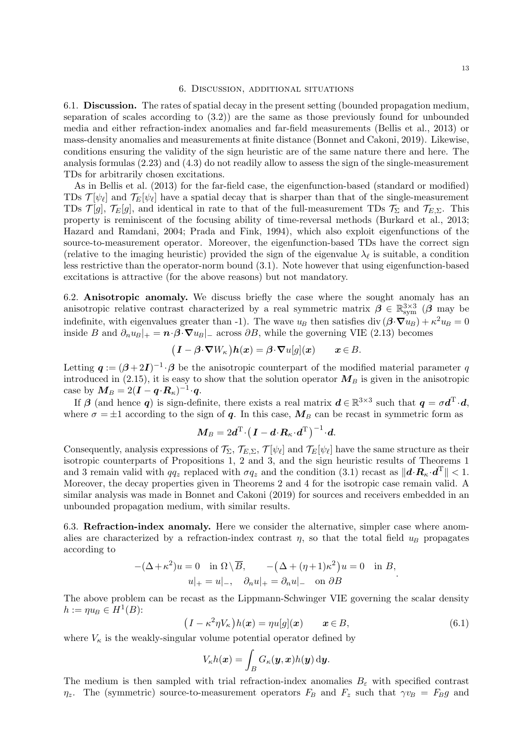## 6. Discussion, additional situations

6.1. **Discussion.** The rates of spatial decay in the present setting (bounded propagation medium, separation of scales according to (3.2)) are the same as those previously found for unbounded media and either refraction-index anomalies and far-field measurements (Bellis et al., 2013) or mass-density anomalies and measurements at finite distance (Bonnet and Cakoni, 2019). Likewise, conditions ensuring the validity of the sign heuristic are of the same nature there and here. The analysis formulas (2.23) and (4.3) do not readily allow to assess the sign of the single-measurement TDs for arbitrarily chosen excitations.

As in Bellis et al. (2013) for the far-field case, the eigenfunction-based (standard or modified) TDs $\mathcal{T}[\psi_\ell]$ and $\mathcal{T}_E[\psi_\ell]$ have a spatial decay that is sharper than that of the single-measurement TDs $\mathcal{T}[g]$, $\mathcal{T}_E[g]$, and identical in rate to that of the full-measurement TDs $\mathcal{T}_\Sigma$ and $\mathcal{T}_{E,\Sigma}$. This property is reminiscent of the focusing ability of time-reversal methods (Burkard et al., 2013; Hazard and Ramdani, 2004; Prada and Fink, 1994), which also exploit eigenfunctions of the source-to-measurement operator. Moreover, the eigenfunction-based TDs have the correct sign (relative to the imaging heuristic) provided the sign of the eigenvalue $\lambda_\ell$ is suitable, a condition less restrictive than the operator-norm bound (3.1). Note however that using eigenfunction-based excitations is attractive (for the above reasons) but not mandatory.

6.2. **Anisotropic anomaly.** We discuss briefly the case where the sought anomaly has an anisotropic relative contrast characterized by a real symmetric matrix $\boldsymbol{\beta} \in \mathbb{R}^{3\times 3}_{\text{sym}}$ ($\boldsymbol{\beta}$ may be indefinite, with eigenvalues greater than -1). The wave $u_B$ then satisfies $\operatorname{div}(\boldsymbol{\beta}\cdot\boldsymbol{\nabla}u_B) + \kappa^2 u_B = 0$ inside $B$ and $\partial_n u_B|_+ = \boldsymbol{n}\cdot\boldsymbol{\beta}\cdot\boldsymbol{\nabla}u_B|_-$ across $\partial B$, while the governing VIE (2.13) becomes

$$\big(\boldsymbol{I} - \boldsymbol{\beta}\cdot\boldsymbol{\nabla}W_\kappa\big)\boldsymbol{h}(\boldsymbol{x}) = \boldsymbol{\beta}\cdot\boldsymbol{\nabla}u[g](\boldsymbol{x}) \qquad \boldsymbol{x} \in B.$$

Letting $\boldsymbol{q} := (\boldsymbol{\beta} + 2\boldsymbol{I})^{-1}\cdot\boldsymbol{\beta}$ be the anisotropic counterpart of the modified material parameter $q$ introduced in (2.15), it is easy to show that the solution operator $\boldsymbol{M}_B$ is given in the anisotropic case by $\boldsymbol{M}_B = 2(\boldsymbol{I} - \boldsymbol{q}\cdot\boldsymbol{R}_\kappa)^{-1}\cdot\boldsymbol{q}$.

If $\boldsymbol{\beta}$ (and hence $\boldsymbol{q}$) is sign-definite, there exists a real matrix $\boldsymbol{d} \in \mathbb{R}^{3\times 3}$ such that $\boldsymbol{q} = \sigma\boldsymbol{d}^{\mathrm{T}}\cdot\boldsymbol{d}$, where $\sigma = \pm 1$ according to the sign of $\boldsymbol{q}$. In this case, $\boldsymbol{M}_B$ can be recast in symmetric form as

$$\boldsymbol{M}_B = 2\boldsymbol{d}^{\mathrm{T}}\cdot\big(\boldsymbol{I} - \boldsymbol{d}\cdot\boldsymbol{R}_\kappa\cdot\boldsymbol{d}^{\mathrm{T}}\big)^{-1}\cdot\boldsymbol{d}.$$

Consequently, analysis expressions of $\mathcal{T}_\Sigma$, $\mathcal{T}_{E,\Sigma}$, $\mathcal{T}[\psi_\ell]$ and $\mathcal{T}_E[\psi_\ell]$ have the same structure as their isotropic counterparts of Propositions 1, 2 and 3, and the sign heuristic results of Theorems 1 and 3 remain valid with $qq_z$ replaced with $\sigma q_z$ and the condition (3.1) recast as $\|\boldsymbol{d}\cdot\boldsymbol{R}_\kappa\cdot\boldsymbol{d}^{\mathrm{T}}\| < 1$. Moreover, the decay properties given in Theorems 2 and 4 for the isotropic case remain valid. A similar analysis was made in Bonnet and Cakoni (2019) for sources and receivers embedded in an unbounded propagation medium, with similar results.

6.3. **Refraction-index anomaly.** Here we consider the alternative, simpler case where anomalies are characterized by a refraction-index contrast $\eta$, so that the total field $u_B$ propagates according to

$$\begin{gathered} -(\Delta + \kappa^2)u = 0 \quad \text{in } \Omega\setminus\overline{B}, \qquad -\big(\Delta + (\eta+1)\kappa^2\big)u = 0 \quad \text{in } B, \\ u|_+ = u|_-, \quad \partial_n u|_+ = \partial_n u|_- \quad \text{on } \partial B \end{gathered}.$$

The above problem can be recast as the Lippmann-Schwinger VIE governing the scalar density $h := \eta u_B \in H^1(B)$:

$$\big(I - \kappa^2\eta V_\kappa\big)h(\boldsymbol{x}) = \eta u[g](\boldsymbol{x}) \qquad \boldsymbol{x} \in B, \tag{6.1}$$

where $V_\kappa$ is the weakly-singular volume potential operator defined by

$$V_\kappa h(\boldsymbol{x}) = \int_B G_\kappa(\boldsymbol{y}, \boldsymbol{x})h(\boldsymbol{y})\,\mathrm{d}\boldsymbol{y}.$$

The medium is then sampled with trial refraction-index anomalies $B_\varepsilon$ with specified contrast $\eta_z$. The (symmetric) source-to-measurement operators $F_B$ and $F_z$ such that $\gamma v_B = F_B g$ and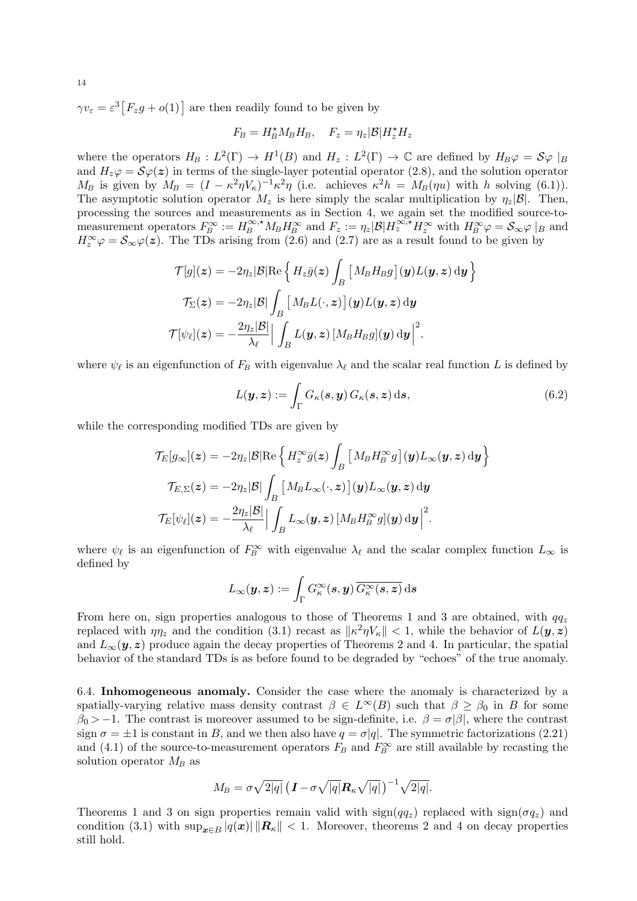$\gamma v_\varepsilon = \varepsilon^3\big[F_z g + o(1)\big]$ are then readily found to be given by

$$F_B = H_B^\star M_B H_B, \quad F_z = \eta_z|\mathcal{B}|H_z^\star H_z$$

where the operators $H_B : L^2(\Gamma) \to H^1(B)$ and $H_z : L^2(\Gamma) \to \mathbb{C}$ are defined by $H_B\varphi = \mathcal{S}\varphi\,|_B$ and $H_z\varphi = \mathcal{S}\varphi(\boldsymbol{z})$ in terms of the single-layer potential operator (2.8), and the solution operator $M_B$ is given by $M_B = (I - \kappa^2\eta V_\kappa)^{-1}\kappa^2\eta$ (i.e. achieves $\kappa^2 h = M_B(\eta u)$ with $h$ solving (6.1)). The asymptotic solution operator $M_z$ is here simply the scalar multiplication by $\eta_z|\mathcal{B}|$. Then, processing the sources and measurements as in Section 4, we again set the modified source-to-measurement operators $F_B^\infty := H_B^{\infty,\star} M_B H_B^\infty$ and $F_z := \eta_z|\mathcal{B}|H_z^{\infty,\star}H_z^\infty$ with $H_B^\infty\varphi = \mathcal{S}_\infty\varphi\,|_B$ and $H_z^\infty\varphi = \mathcal{S}_\infty\varphi(\boldsymbol{z})$. The TDs arising from (2.6) and (2.7) are as a result found to be given by

$$\mathcal{T}[g](\boldsymbol{z}) = -2\eta_z|\mathcal{B}|\text{Re}\Big\{ H_z\bar{g}(\boldsymbol{z})\int_B \big[M_B H_B g\big](\boldsymbol{y})L(\boldsymbol{y},\boldsymbol{z})\,\text{d}\boldsymbol{y}\Big\}$$

$$\mathcal{T}_\Sigma(\boldsymbol{z}) = -2\eta_z|\mathcal{B}|\int_B \big[M_B L(\cdot,\boldsymbol{z})\big](\boldsymbol{y})L(\boldsymbol{y},\boldsymbol{z})\,\text{d}\boldsymbol{y}$$

$$\mathcal{T}[\psi_\ell](\boldsymbol{z}) = -\frac{2\eta_z|\mathcal{B}|}{\lambda_\ell}\Big|\int_B L(\boldsymbol{y},\boldsymbol{z})\,[M_B H_B g](\boldsymbol{y})\,\text{d}\boldsymbol{y}\Big|^2.$$

where $\psi_\ell$ is an eigenfunction of $F_B$ with eigenvalue $\lambda_\ell$ and the scalar real function $L$ is defined by

$$L(\boldsymbol{y},\boldsymbol{z}) := \int_\Gamma G_\kappa(\boldsymbol{s},\boldsymbol{y})\,G_\kappa(\boldsymbol{s},\boldsymbol{z})\,\text{d}\boldsymbol{s}, \tag{6.2}$$

while the corresponding modified TDs are given by

$$\mathcal{T}_E[g_\infty](\boldsymbol{z}) = -2\eta_z|\mathcal{B}|\text{Re}\Big\{ H_z^\infty\bar{g}(\boldsymbol{z})\int_B \big[M_B H_B^\infty g\big](\boldsymbol{y})L_\infty(\boldsymbol{y},\boldsymbol{z})\,\text{d}\boldsymbol{y}\Big\}$$

$$\mathcal{T}_{E,\Sigma}(\boldsymbol{z}) = -2\eta_z|\mathcal{B}|\int_B \big[M_B L_\infty(\cdot,\boldsymbol{z})\big](\boldsymbol{y})L_\infty(\boldsymbol{y},\boldsymbol{z})\,\text{d}\boldsymbol{y}$$

$$\mathcal{T}_E[\psi_\ell](\boldsymbol{z}) = -\frac{2\eta_z|\mathcal{B}|}{\lambda_\ell}\Big|\int_B L_\infty(\boldsymbol{y},\boldsymbol{z})\,[M_B H_B^\infty g](\boldsymbol{y})\,\text{d}\boldsymbol{y}\Big|^2.$$

where $\psi_\ell$ is an eigenfunction of $F_B^\infty$ with eigenvalue $\lambda_\ell$ and the scalar complex function $L_\infty$ is defined by

$$L_\infty(\boldsymbol{y},\boldsymbol{z}) := \int_\Gamma G_\kappa^\infty(\boldsymbol{s},\boldsymbol{y})\,\overline{G_\kappa^\infty(\boldsymbol{s},\boldsymbol{z})}\,\text{d}\boldsymbol{s}$$

From here on, sign properties analogous to those of Theorems 1 and 3 are obtained, with $qq_z$ replaced with $\eta\eta_z$ and the condition (3.1) recast as $\|\kappa^2\eta V_\kappa\| < 1$, while the behavior of $L(\boldsymbol{y},\boldsymbol{z})$ and $L_\infty(\boldsymbol{y},\boldsymbol{z})$ produce again the decay properties of Theorems 2 and 4. In particular, the spatial behavior of the standard TDs is as before found to be degraded by "echoes" of the true anomaly.

6.4. **Inhomogeneous anomaly.** Consider the case where the anomaly is characterized by a spatially-varying relative mass density contrast $\beta \in L^\infty(B)$ such that $\beta \geq \beta_0$ in $B$ for some $\beta_0 > -1$. The contrast is moreover assumed to be sign-definite, i.e. $\beta = \sigma|\beta|$, where the contrast sign $\sigma = \pm 1$ is constant in $B$, and we then also have $q = \sigma|q|$. The symmetric factorizations (2.21) and (4.1) of the source-to-measurement operators $F_B$ and $F_B^\infty$ are still available by recasting the solution operator $M_B$ as

$$M_B = \sigma\sqrt{2|q|}\,\big(\boldsymbol{I} - \sigma\sqrt{|q|}\boldsymbol{R}_\kappa\sqrt{|q|}\big)^{-1}\sqrt{2|q|}.$$

Theorems 1 and 3 on sign properties remain valid with $\text{sign}(qq_z)$ replaced with $\text{sign}(\sigma q_z)$ and condition (3.1) with $\sup_{\boldsymbol{x}\in B}|q(\boldsymbol{x})|\,\|\boldsymbol{R}_\kappa\| < 1$. Moreover, theorems 2 and 4 on decay properties still hold.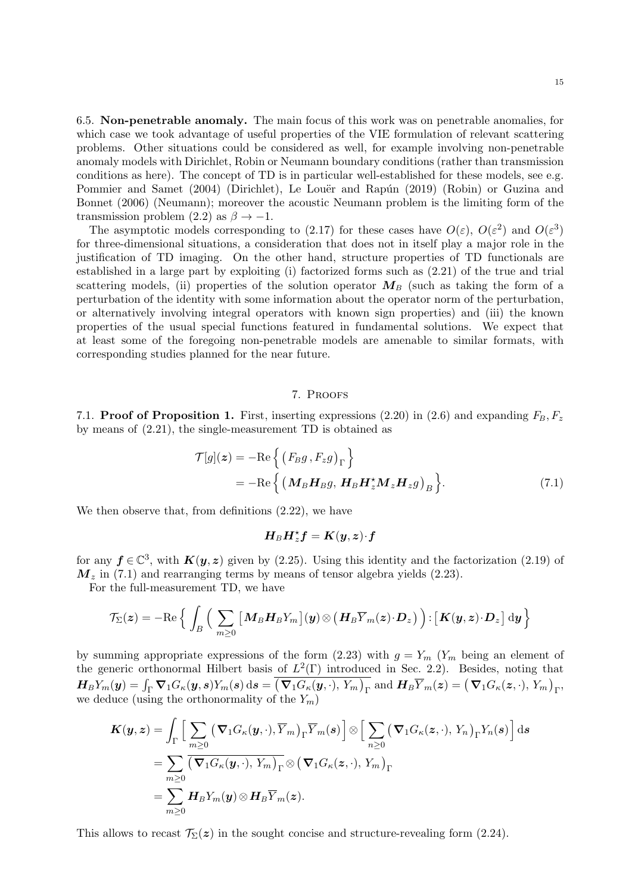**6.5. Non-penetrable anomaly.** The main focus of this work was on penetrable anomalies, for which case we took advantage of useful properties of the VIE formulation of relevant scattering problems. Other situations could be considered as well, for example involving non-penetrable anomaly models with Dirichlet, Robin or Neumann boundary conditions (rather than transmission conditions as here). The concept of TD is in particular well-established for these models, see e.g. Pommier and Samet (2004) (Dirichlet), Le Louër and Rapún (2019) (Robin) or Guzina and Bonnet (2006) (Neumann); moreover the acoustic Neumann problem is the limiting form of the transmission problem (2.2) as $\beta \to -1$.

The asymptotic models corresponding to (2.17) for these cases have $O(\varepsilon)$, $O(\varepsilon^2)$ and $O(\varepsilon^3)$ for three-dimensional situations, a consideration that does not in itself play a major role in the justification of TD imaging. On the other hand, structure properties of TD functionals are established in a large part by exploiting (i) factorized forms such as (2.21) of the true and trial scattering models, (ii) properties of the solution operator $\boldsymbol{M}_B$ (such as taking the form of a perturbation of the identity with some information about the operator norm of the perturbation, or alternatively involving integral operators with known sign properties) and (iii) the known properties of the usual special functions featured in fundamental solutions. We expect that at least some of the foregoing non-penetrable models are amenable to similar formats, with corresponding studies planned for the near future.

## 7. Proofs

**7.1. Proof of Proposition 1.** First, inserting expressions (2.20) in (2.6) and expanding $F_B, F_z$ by means of (2.21), the single-measurement TD is obtained as

$$
\begin{aligned}
\mathcal{T}[g](\boldsymbol{z}) &= -\text{Re}\left\{ \big(F_B g \,, F_z g\big)_\Gamma \right\} \\
&= -\text{Re}\left\{ \big(\boldsymbol{M}_B \boldsymbol{H}_B g ,\, \boldsymbol{H}_B \boldsymbol{H}_z^\star \boldsymbol{M}_z \boldsymbol{H}_z g\big)_B \right\}.
\end{aligned} \tag{7.1}
$$

We then observe that, from definitions (2.22), we have

$$
\boldsymbol{H}_B \boldsymbol{H}_z^\star \boldsymbol{f} = \boldsymbol{K}(\boldsymbol{y},\boldsymbol{z}) \cdot \boldsymbol{f}
$$

for any $\boldsymbol{f} \in \mathbb{C}^3$, with $\boldsymbol{K}(\boldsymbol{y},\boldsymbol{z})$ given by (2.25). Using this identity and the factorization (2.19) of $\boldsymbol{M}_z$ in (7.1) and rearranging terms by means of tensor algebra yields (2.23).

For the full-measurement TD, we have

$$
\mathcal{T}_\Sigma(\boldsymbol{z}) = -\text{Re}\left\{ \int_B \Big( \sum_{m\geq 0} \big[\boldsymbol{M}_B \boldsymbol{H}_B Y_m\big](\boldsymbol{y}) \otimes \big(\boldsymbol{H}_B \overline{Y}_m(\boldsymbol{z}) \cdot \boldsymbol{D}_z\big) \Big) : \big[\boldsymbol{K}(\boldsymbol{y},\boldsymbol{z}) \cdot \boldsymbol{D}_z\big] \,\text{d}\boldsymbol{y} \right\}
$$

by summing appropriate expressions of the form (2.23) with $g = Y_m$ ($Y_m$ being an element of the generic orthonormal Hilbert basis of $L^2(\Gamma)$ introduced in Sec. 2.2). Besides, noting that $\boldsymbol{H}_B Y_m(\boldsymbol{y}) = \int_\Gamma \boldsymbol{\nabla}_1 G_\kappa(\boldsymbol{y},\boldsymbol{s}) Y_m(\boldsymbol{s}) \,\text{d}\boldsymbol{s} = \overline{\big(\boldsymbol{\nabla}_1 G_\kappa(\boldsymbol{y},\cdot),\, Y_m\big)_\Gamma}$ and $\boldsymbol{H}_B \overline{Y}_m(\boldsymbol{z}) = \big(\boldsymbol{\nabla}_1 G_\kappa(\boldsymbol{z},\cdot),\, Y_m\big)_\Gamma$, we deduce (using the orthonormality of the $Y_m$)

$$
\begin{aligned}
\boldsymbol{K}(\boldsymbol{y},\boldsymbol{z}) &= \int_\Gamma \Big[ \sum_{m\geq 0} \big(\boldsymbol{\nabla}_1 G_\kappa(\boldsymbol{y},\cdot), \overline{Y}_m\big)_\Gamma \overline{Y}_m(\boldsymbol{s}) \Big] \otimes \Big[ \sum_{n\geq 0} \big(\boldsymbol{\nabla}_1 G_\kappa(\boldsymbol{z},\cdot),\, Y_n\big)_\Gamma Y_n(\boldsymbol{s}) \Big] \,\text{d}\boldsymbol{s} \\
&= \sum_{m\geq 0} \overline{\big(\boldsymbol{\nabla}_1 G_\kappa(\boldsymbol{y},\cdot),\, Y_m\big)_\Gamma} \otimes \big(\boldsymbol{\nabla}_1 G_\kappa(\boldsymbol{z},\cdot),\, Y_m\big)_\Gamma \\
&= \sum_{m\geq 0} \boldsymbol{H}_B Y_m(\boldsymbol{y}) \otimes \boldsymbol{H}_B \overline{Y}_m(\boldsymbol{z}).
\end{aligned}
$$

This allows to recast $\mathcal{T}_\Sigma(\boldsymbol{z})$ in the sought concise and structure-revealing form (2.24).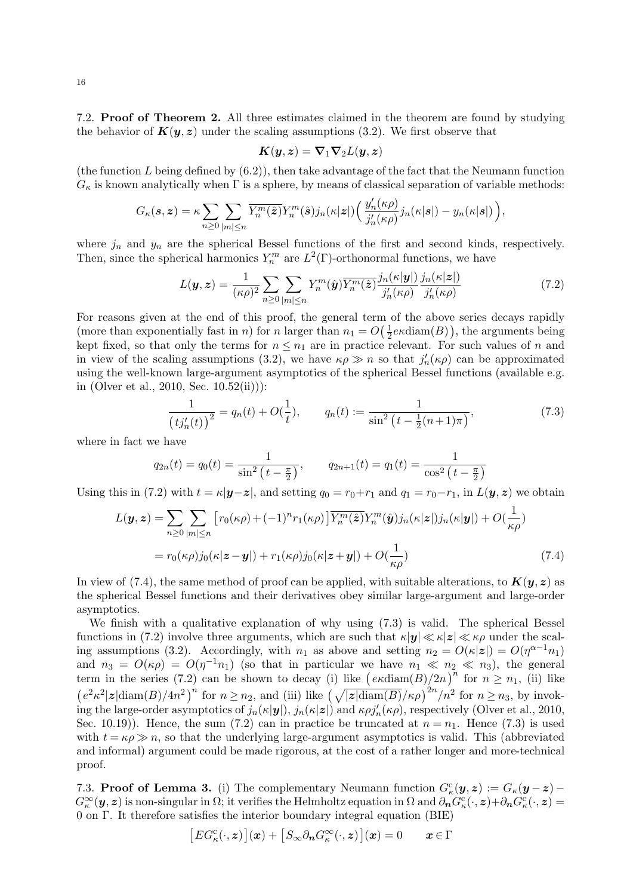7.2. **Proof of Theorem 2.** All three estimates claimed in the theorem are found by studying the behavior of $\boldsymbol{K}(\boldsymbol{y},\boldsymbol{z})$ under the scaling assumptions (3.2). We first observe that

$$\boldsymbol{K}(\boldsymbol{y},\boldsymbol{z}) = \boldsymbol{\nabla}_1\boldsymbol{\nabla}_2 L(\boldsymbol{y},\boldsymbol{z})$$

(the function $L$ being defined by (6.2)), then take advantage of the fact that the Neumann function $G_\kappa$ is known analytically when $\Gamma$ is a sphere, by means of classical separation of variable methods:

$$G_\kappa(\boldsymbol{s},\boldsymbol{z}) = \kappa\sum_{n\geq 0}\sum_{|m|\leq n}\overline{Y_n^m(\hat{\boldsymbol{z}})}Y_n^m(\hat{\boldsymbol{s}})j_n(\kappa|\boldsymbol{z}|)\Big(\frac{y_n'(\kappa\rho)}{j_n'(\kappa\rho)}j_n(\kappa|\boldsymbol{s}|) - y_n(\kappa|\boldsymbol{s}|)\Big),$$

where $j_n$ and $y_n$ are the spherical Bessel functions of the first and second kinds, respectively. Then, since the spherical harmonics $Y_n^m$ are $L^2(\Gamma)$-orthonormal functions, we have

$$L(\boldsymbol{y},\boldsymbol{z}) = \frac{1}{(\kappa\rho)^2}\sum_{n\geq 0}\sum_{|m|\leq n}Y_n^m(\hat{\boldsymbol{y}})\overline{Y_n^m(\hat{\boldsymbol{z}})}\frac{j_n(\kappa|\boldsymbol{y}|)}{j_n'(\kappa\rho)}\frac{j_n(\kappa|\boldsymbol{z}|)}{j_n'(\kappa\rho)} \tag{7.2}$$

For reasons given at the end of this proof, the general term of the above series decays rapidly (more than exponentially fast in $n$) for $n$ larger than $n_1 = O\big(\frac{1}{2}e\kappa\text{diam}(B)\big)$, the arguments being kept fixed, so that only the terms for $n\leq n_1$ are in practice relevant. For such values of $n$ and in view of the scaling assumptions (3.2), we have $\kappa\rho \gg n$ so that $j_n'(\kappa\rho)$ can be approximated using the well-known large-argument asymptotics of the spherical Bessel functions (available e.g. in (Olver et al., 2010, Sec. 10.52(ii))):

$$\frac{1}{\big(tj_n'(t)\big)^2} = q_n(t) + O(\frac{1}{t}), \qquad q_n(t) := \frac{1}{\sin^2\big(t-\frac{1}{2}(n+1)\pi\big)}, \tag{7.3}$$

where in fact we have

$$q_{2n}(t) = q_0(t) = \frac{1}{\sin^2\big(t-\frac{\pi}{2}\big)}, \qquad q_{2n+1}(t) = q_1(t) = \frac{1}{\cos^2\big(t-\frac{\pi}{2}\big)}$$

Using this in (7.2) with $t=\kappa|\boldsymbol{y}-\boldsymbol{z}|$, and setting $q_0 = r_0+r_1$ and $q_1 = r_0-r_1$, in $L(\boldsymbol{y},\boldsymbol{z})$ we obtain

$$\begin{aligned}
L(\boldsymbol{y},\boldsymbol{z}) &= \sum_{n\geq 0}\sum_{|m|\leq n}\big[r_0(\kappa\rho)+(-1)^n r_1(\kappa\rho)\big]\overline{Y_n^m(\hat{\boldsymbol{z}})}Y_n^m(\hat{\boldsymbol{y}})j_n(\kappa|\boldsymbol{z}|)j_n(\kappa|\boldsymbol{y}|) + O(\frac{1}{\kappa\rho})\\
&= r_0(\kappa\rho)j_0(\kappa|\boldsymbol{z}-\boldsymbol{y}|) + r_1(\kappa\rho)j_0(\kappa|\boldsymbol{z}+\boldsymbol{y}|) + O(\frac{1}{\kappa\rho})
\end{aligned} \tag{7.4}$$

In view of (7.4), the same method of proof can be applied, with suitable alterations, to $\boldsymbol{K}(\boldsymbol{y},\boldsymbol{z})$ as the spherical Bessel functions and their derivatives obey similar large-argument and large-order asymptotics.

We finish with a qualitative explanation of why using (7.3) is valid. The spherical Bessel functions in (7.2) involve three arguments, which are such that $\kappa|\boldsymbol{y}|\ll\kappa|\boldsymbol{z}|\ll\kappa\rho$ under the scaling assumptions (3.2). Accordingly, with $n_1$ as above and setting $n_2 = O(\kappa|\boldsymbol{z}|) = O(\eta^{\alpha-1}n_1)$ and $n_3 = O(\kappa\rho) = O(\eta^{-1}n_1)$ (so that in particular we have $n_1\ll n_2\ll n_3$), the general term in the series (7.2) can be shown to decay (i) like $\big(e\kappa\text{diam}(B)/2n\big)^n$ for $n\geq n_1$, (ii) like $\big(e^2\kappa^2|\boldsymbol{z}|\text{diam}(B)/4n^2\big)^n$ for $n\geq n_2$, and (iii) like $\big(\sqrt{|\boldsymbol{z}|\text{diam}(B)}/\kappa\rho\big)^{2n}/n^2$ for $n\geq n_3$, by invoking the large-order asymptotics of $j_n(\kappa|\boldsymbol{y}|)$, $j_n(\kappa|\boldsymbol{z}|)$ and $\kappa\rho j_n'(\kappa\rho)$, respectively (Olver et al., 2010, Sec. 10.19)). Hence, the sum (7.2) can in practice be truncated at $n=n_1$. Hence (7.3) is used with $t=\kappa\rho\gg n$, so that the underlying large-argument asymptotics is valid. This (abbreviated and informal) argument could be made rigorous, at the cost of a rather longer and more-technical proof.

7.3. **Proof of Lemma 3.** (i) The complementary Neumann function $G_\kappa^{\text{c}}(\boldsymbol{y},\boldsymbol{z}) := G_\kappa(\boldsymbol{y}-\boldsymbol{z}) - G_\kappa^\infty(\boldsymbol{y},\boldsymbol{z})$ is non-singular in $\Omega$; it verifies the Helmholtz equation in $\Omega$ and $\partial_{\boldsymbol{n}}G_\kappa^{\text{c}}(\cdot,\boldsymbol{z}) + \partial_{\boldsymbol{n}}G_\kappa^{\text{c}}(\cdot,\boldsymbol{z}) = 0$ on $\Gamma$. It therefore satisfies the interior boundary integral equation (BIE)

$$\big[EG_\kappa^{\text{c}}(\cdot,\boldsymbol{z})\big](\boldsymbol{x}) + \big[S_\infty\partial_{\boldsymbol{n}}G_\kappa^\infty(\cdot,\boldsymbol{z})\big](\boldsymbol{x}) = 0 \qquad \boldsymbol{x}\in\Gamma$$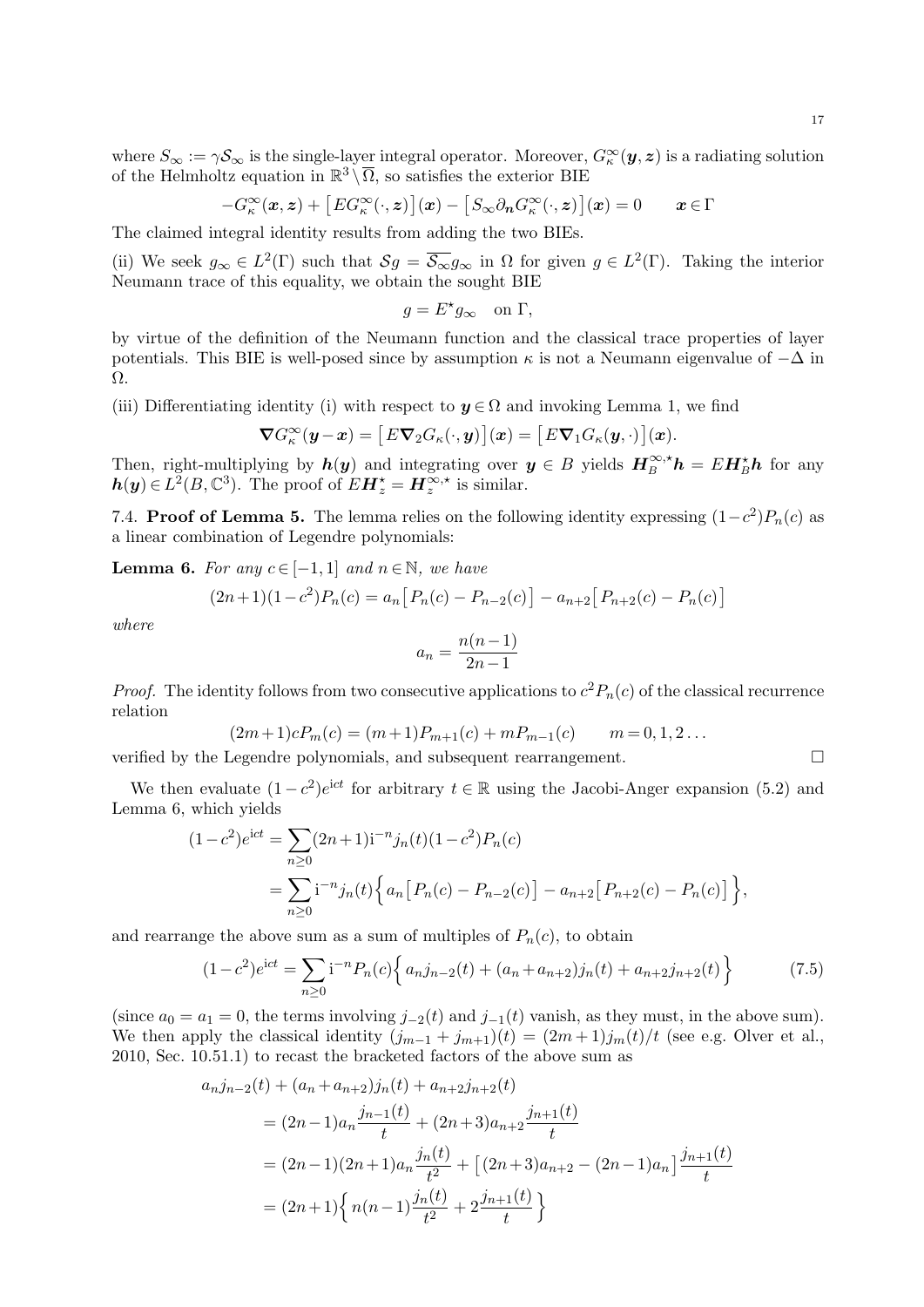where $S_\infty := \gamma \mathcal{S}_\infty$ is the single-layer integral operator. Moreover, $G^\infty_\kappa(\boldsymbol{y},\boldsymbol{z})$ is a radiating solution of the Helmholtz equation in $\mathbb{R}^3\setminus\overline{\Omega}$, so satisfies the exterior BIE

$$
-G^\infty_\kappa(\boldsymbol{x},\boldsymbol{z}) + \big[EG^\infty_\kappa(\cdot,\boldsymbol{z})\big](\boldsymbol{x}) - \big[S_\infty \partial_{\boldsymbol{n}} G^\infty_\kappa(\cdot,\boldsymbol{z})\big](\boldsymbol{x}) = 0 \qquad \boldsymbol{x}\in\Gamma
$$

The claimed integral identity results from adding the two BIEs.

(ii) We seek $g_\infty \in L^2(\Gamma)$ such that $\mathcal{S}g = \overline{\mathcal{S}_\infty} g_\infty$ in $\Omega$ for given $g\in L^2(\Gamma)$. Taking the interior Neumann trace of this equality, we obtain the sought BIE

$$
g = E^\star g_\infty \quad \text{on } \Gamma,
$$

by virtue of the definition of the Neumann function and the classical trace properties of layer potentials. This BIE is well-posed since by assumption $\kappa$ is not a Neumann eigenvalue of $-\Delta$ in $\Omega$.

(iii) Differentiating identity (i) with respect to $\boldsymbol{y}\in\Omega$ and invoking Lemma 1, we find

$$
\boldsymbol{\nabla} G^\infty_\kappa(\boldsymbol{y}-\boldsymbol{x}) = \big[E\boldsymbol{\nabla}_2 G_\kappa(\cdot,\boldsymbol{y})\big](\boldsymbol{x}) = \big[E\boldsymbol{\nabla}_1 G_\kappa(\boldsymbol{y},\cdot)\big](\boldsymbol{x}).
$$

Then, right-multiplying by $\boldsymbol{h}(\boldsymbol{y})$ and integrating over $\boldsymbol{y}\in B$ yields $\boldsymbol{H}^{\infty,\star}_B\boldsymbol{h} = E\boldsymbol{H}^\star_B\boldsymbol{h}$ for any $\boldsymbol{h}(\boldsymbol{y})\in L^2(B,\mathbb{C}^3)$. The proof of $E\boldsymbol{H}^\star_z = \boldsymbol{H}^{\infty,\star}_z$ is similar.

7.4. **Proof of Lemma 5.** The lemma relies on the following identity expressing $(1-c^2)P_n(c)$ as a linear combination of Legendre polynomials:

**Lemma 6.** *For any $c\in[-1,1]$ and $n\in\mathbb{N}$, we have*

$$
(2n+1)(1-c^2)P_n(c) = a_n\big[P_n(c)-P_{n-2}(c)\big] - a_{n+2}\big[P_{n+2}(c)-P_n(c)\big]
$$

*where*

$$
a_n = \frac{n(n-1)}{2n-1}
$$

*Proof.* The identity follows from two consecutive applications to $c^2P_n(c)$ of the classical recurrence relation

$$
(2m+1)cP_m(c) = (m+1)P_{m+1}(c) + mP_{m-1}(c) \qquad m=0,1,2\ldots
$$

verified by the Legendre polynomials, and subsequent rearrangement. □

We then evaluate $(1-c^2)e^{\mathrm{i}ct}$ for arbitrary $t\in\mathbb{R}$ using the Jacobi-Anger expansion (5.2) and Lemma 6, which yields

$$
\begin{aligned}
(1-c^2)e^{\mathrm{i}ct} &= \sum_{n\geq 0}(2n+1)\mathrm{i}^{-n}j_n(t)(1-c^2)P_n(c)\\
&= \sum_{n\geq 0}\mathrm{i}^{-n}j_n(t)\Big\{a_n\big[P_n(c)-P_{n-2}(c)\big] - a_{n+2}\big[P_{n+2}(c)-P_n(c)\big]\Big\},
\end{aligned}
$$

and rearrange the above sum as a sum of multiples of $P_n(c)$, to obtain

$$
(1-c^2)e^{\mathrm{i}ct} = \sum_{n\geq 0}\mathrm{i}^{-n}P_n(c)\Big\{a_nj_{n-2}(t) + (a_n+a_{n+2})j_n(t) + a_{n+2}j_{n+2}(t)\Big\} \tag{7.5}
$$

(since $a_0=a_1=0$, the terms involving $j_{-2}(t)$ and $j_{-1}(t)$ vanish, as they must, in the above sum). We then apply the classical identity $(j_{m-1}+j_{m+1})(t) = (2m+1)j_m(t)/t$ (see e.g. Olver et al., 2010, Sec. 10.51.1) to recast the bracketed factors of the above sum as

$$
\begin{aligned}
&a_nj_{n-2}(t) + (a_n+a_{n+2})j_n(t) + a_{n+2}j_{n+2}(t)\\
&\quad = (2n-1)a_n\frac{j_{n-1}(t)}{t} + (2n+3)a_{n+2}\frac{j_{n+1}(t)}{t}\\
&\quad = (2n-1)(2n+1)a_n\frac{j_n(t)}{t^2} + \big[(2n+3)a_{n+2}-(2n-1)a_n\big]\frac{j_{n+1}(t)}{t}\\
&\quad = (2n+1)\Big\{n(n-1)\frac{j_n(t)}{t^2} + 2\frac{j_{n+1}(t)}{t}\Big\}
\end{aligned}
$$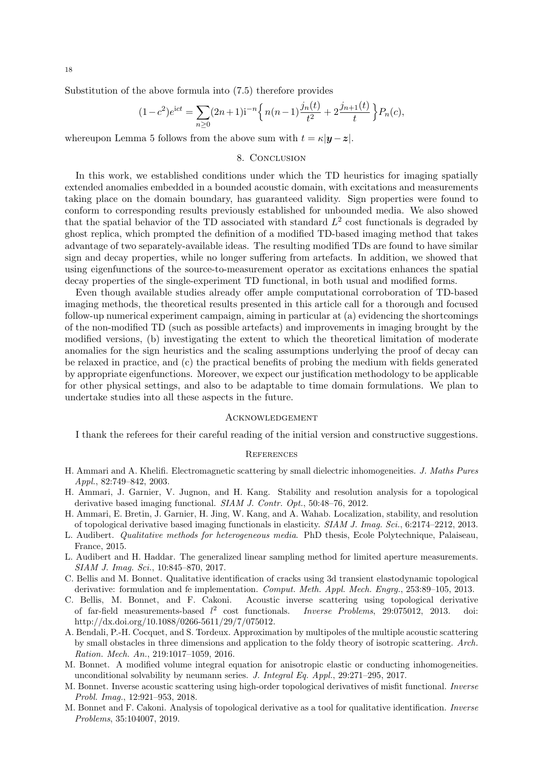Substitution of the above formula into (7.5) therefore provides

$$(1-c^2)e^{\mathrm{i}ct} = \sum_{n\geq 0}(2n+1)\mathrm{i}^{-n}\Big\{\, n(n-1)\frac{j_n(t)}{t^2} + 2\frac{j_{n+1}(t)}{t}\,\Big\}P_n(c),$$

whereupon Lemma 5 follows from the above sum with $t = \kappa|\boldsymbol{y}-\boldsymbol{z}|$.

## 8. Conclusion

In this work, we established conditions under which the TD heuristics for imaging spatially extended anomalies embedded in a bounded acoustic domain, with excitations and measurements taking place on the domain boundary, has guaranteed validity. Sign properties were found to conform to corresponding results previously established for unbounded media. We also showed that the spatial behavior of the TD associated with standard $L^2$ cost functionals is degraded by ghost replica, which prompted the definition of a modified TD-based imaging method that takes advantage of two separately-available ideas. The resulting modified TDs are found to have similar sign and decay properties, while no longer suffering from artefacts. In addition, we showed that using eigenfunctions of the source-to-measurement operator as excitations enhances the spatial decay properties of the single-experiment TD functional, in both usual and modified forms.

Even though available studies already offer ample computational corroboration of TD-based imaging methods, the theoretical results presented in this article call for a thorough and focused follow-up numerical experiment campaign, aiming in particular at (a) evidencing the shortcomings of the non-modified TD (such as possible artefacts) and improvements in imaging brought by the modified versions, (b) investigating the extent to which the theoretical limitation of moderate anomalies for the sign heuristics and the scaling assumptions underlying the proof of decay can be relaxed in practice, and (c) the practical benefits of probing the medium with fields generated by appropriate eigenfunctions. Moreover, we expect our justification methodology to be applicable for other physical settings, and also to be adaptable to time domain formulations. We plan to undertake studies into all these aspects in the future.

## Acknowledgement

I thank the referees for their careful reading of the initial version and constructive suggestions.

## References

H. Ammari and A. Khelifi. Electromagnetic scattering by small dielectric inhomogeneities. *J. Maths Pures Appl.*, 82:749–842, 2003.

H. Ammari, J. Garnier, V. Jugnon, and H. Kang. Stability and resolution analysis for a topological derivative based imaging functional. *SIAM J. Contr. Opt.*, 50:48–76, 2012.

H. Ammari, E. Bretin, J. Garnier, H. Jing, W. Kang, and A. Wahab. Localization, stability, and resolution of topological derivative based imaging functionals in elasticity. *SIAM J. Imag. Sci.*, 6:2174–2212, 2013.

L. Audibert. *Qualitative methods for heterogeneous media*. PhD thesis, Ecole Polytechnique, Palaiseau, France, 2015.

L. Audibert and H. Haddar. The generalized linear sampling method for limited aperture measurements. *SIAM J. Imag. Sci.*, 10:845–870, 2017.

C. Bellis and M. Bonnet. Qualitative identification of cracks using 3d transient elastodynamic topological derivative: formulation and fe implementation. *Comput. Meth. Appl. Mech. Engrg.*, 253:89–105, 2013.

C. Bellis, M. Bonnet, and F. Cakoni. Acoustic inverse scattering using topological derivative of far-field measurements-based $l^2$ cost functionals. *Inverse Problems*, 29:075012, 2013. doi: http://dx.doi.org/10.1088/0266-5611/29/7/075012.

A. Bendali, P.-H. Cocquet, and S. Tordeux. Approximation by multipoles of the multiple acoustic scattering by small obstacles in three dimensions and application to the foldy theory of isotropic scattering. *Arch. Ration. Mech. An.*, 219:1017–1059, 2016.

M. Bonnet. A modified volume integral equation for anisotropic elastic or conducting inhomogeneities. unconditional solvability by neumann series. *J. Integral Eq. Appl.*, 29:271–295, 2017.

M. Bonnet. Inverse acoustic scattering using high-order topological derivatives of misfit functional. *Inverse Probl. Imag.*, 12:921–953, 2018.

M. Bonnet and F. Cakoni. Analysis of topological derivative as a tool for qualitative identification. *Inverse Problems*, 35:104007, 2019.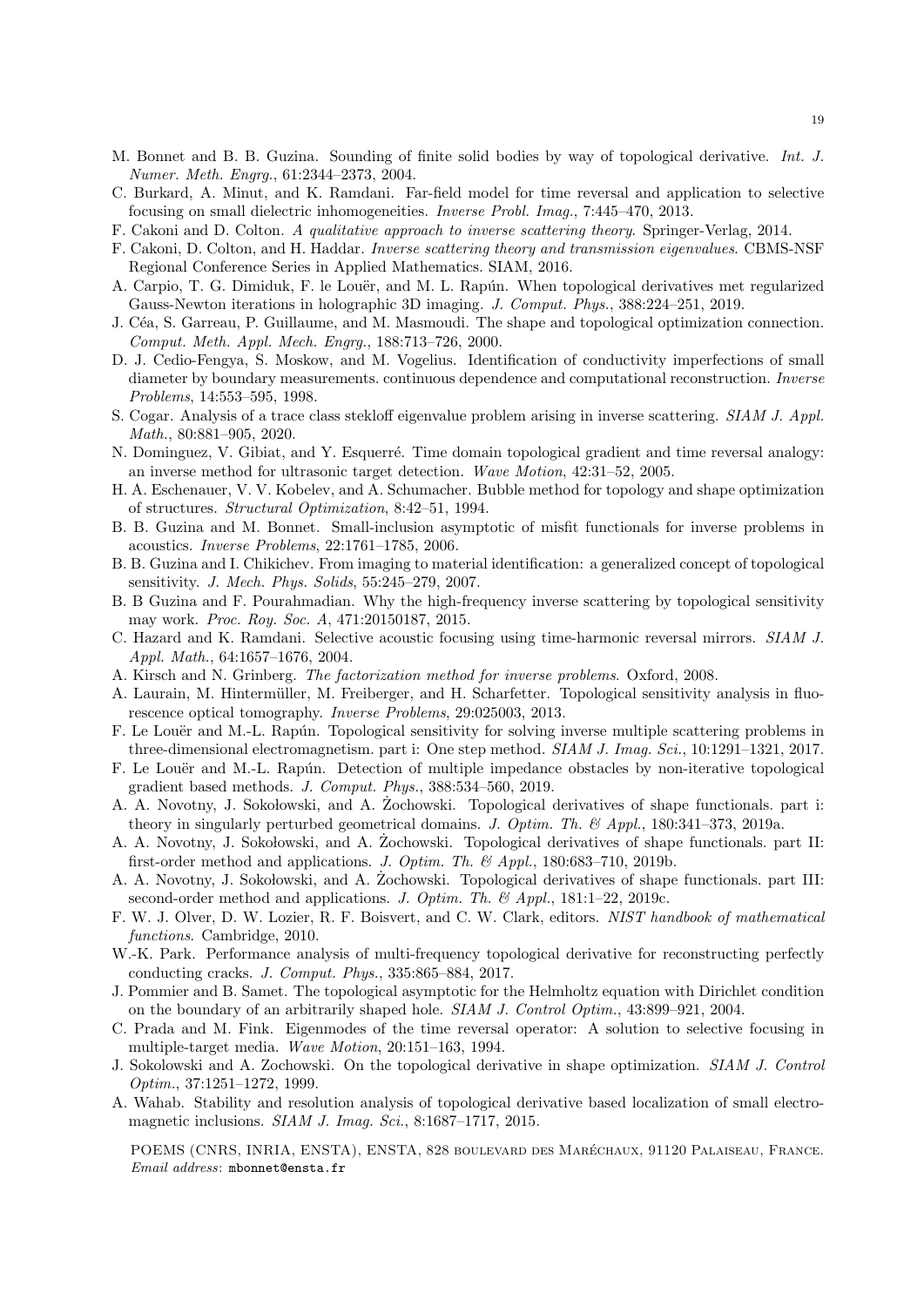M. Bonnet and B. B. Guzina. Sounding of finite solid bodies by way of topological derivative. *Int. J. Numer. Meth. Engrg.*, 61:2344–2373, 2004.

C. Burkard, A. Minut, and K. Ramdani. Far-field model for time reversal and application to selective focusing on small dielectric inhomogeneities. *Inverse Probl. Imag.*, 7:445–470, 2013.

F. Cakoni and D. Colton. *A qualitative approach to inverse scattering theory*. Springer-Verlag, 2014.

F. Cakoni, D. Colton, and H. Haddar. *Inverse scattering theory and transmission eigenvalues*. CBMS-NSF Regional Conference Series in Applied Mathematics. SIAM, 2016.

A. Carpio, T. G. Dimiduk, F. le Louër, and M. L. Rapún. When topological derivatives met regularized Gauss-Newton iterations in holographic 3D imaging. *J. Comput. Phys.*, 388:224–251, 2019.

J. Céa, S. Garreau, P. Guillaume, and M. Masmoudi. The shape and topological optimization connection. *Comput. Meth. Appl. Mech. Engrg.*, 188:713–726, 2000.

D. J. Cedio-Fengya, S. Moskow, and M. Vogelius. Identification of conductivity imperfections of small diameter by boundary measurements. continuous dependence and computational reconstruction. *Inverse Problems*, 14:553–595, 1998.

S. Cogar. Analysis of a trace class stekloff eigenvalue problem arising in inverse scattering. *SIAM J. Appl. Math.*, 80:881–905, 2020.

N. Dominguez, V. Gibiat, and Y. Esquerré. Time domain topological gradient and time reversal analogy: an inverse method for ultrasonic target detection. *Wave Motion*, 42:31–52, 2005.

H. A. Eschenauer, V. V. Kobelev, and A. Schumacher. Bubble method for topology and shape optimization of structures. *Structural Optimization*, 8:42–51, 1994.

B. B. Guzina and M. Bonnet. Small-inclusion asymptotic of misfit functionals for inverse problems in acoustics. *Inverse Problems*, 22:1761–1785, 2006.

B. B. Guzina and I. Chikichev. From imaging to material identification: a generalized concept of topological sensitivity. *J. Mech. Phys. Solids*, 55:245–279, 2007.

B. B Guzina and F. Pourahmadian. Why the high-frequency inverse scattering by topological sensitivity may work. *Proc. Roy. Soc. A*, 471:20150187, 2015.

C. Hazard and K. Ramdani. Selective acoustic focusing using time-harmonic reversal mirrors. *SIAM J. Appl. Math.*, 64:1657–1676, 2004.

A. Kirsch and N. Grinberg. *The factorization method for inverse problems*. Oxford, 2008.

A. Laurain, M. Hintermüller, M. Freiberger, and H. Scharfetter. Topological sensitivity analysis in fluorescence optical tomography. *Inverse Problems*, 29:025003, 2013.

F. Le Louër and M.-L. Rapún. Topological sensitivity for solving inverse multiple scattering problems in three-dimensional electromagnetism. part i: One step method. *SIAM J. Imag. Sci.*, 10:1291–1321, 2017.

F. Le Louër and M.-L. Rapún. Detection of multiple impedance obstacles by non-iterative topological gradient based methods. *J. Comput. Phys.*, 388:534–560, 2019.

A. A. Novotny, J. Sokołowski, and A. Żochowski. Topological derivatives of shape functionals. part i: theory in singularly perturbed geometrical domains. *J. Optim. Th. & Appl.*, 180:341–373, 2019a.

A. A. Novotny, J. Sokołowski, and A. Żochowski. Topological derivatives of shape functionals. part II: first-order method and applications. *J. Optim. Th. & Appl.*, 180:683–710, 2019b.

A. A. Novotny, J. Sokołowski, and A. Żochowski. Topological derivatives of shape functionals. part III: second-order method and applications. *J. Optim. Th. & Appl.*, 181:1–22, 2019c.

F. W. J. Olver, D. W. Lozier, R. F. Boisvert, and C. W. Clark, editors. *NIST handbook of mathematical functions*. Cambridge, 2010.

W.-K. Park. Performance analysis of multi-frequency topological derivative for reconstructing perfectly conducting cracks. *J. Comput. Phys.*, 335:865–884, 2017.

J. Pommier and B. Samet. The topological asymptotic for the Helmholtz equation with Dirichlet condition on the boundary of an arbitrarily shaped hole. *SIAM J. Control Optim.*, 43:899–921, 2004.

C. Prada and M. Fink. Eigenmodes of the time reversal operator: A solution to selective focusing in multiple-target media. *Wave Motion*, 20:151–163, 1994.

J. Sokolowski and A. Zochowski. On the topological derivative in shape optimization. *SIAM J. Control Optim.*, 37:1251–1272, 1999.

A. Wahab. Stability and resolution analysis of topological derivative based localization of small electromagnetic inclusions. *SIAM J. Imag. Sci.*, 8:1687–1717, 2015.

POEMS (CNRS, INRIA, ENSTA), ENSTA, 828 boulevard des Maréchaux, 91120 Palaiseau, France.
*Email address*: mbonnet@ensta.fr